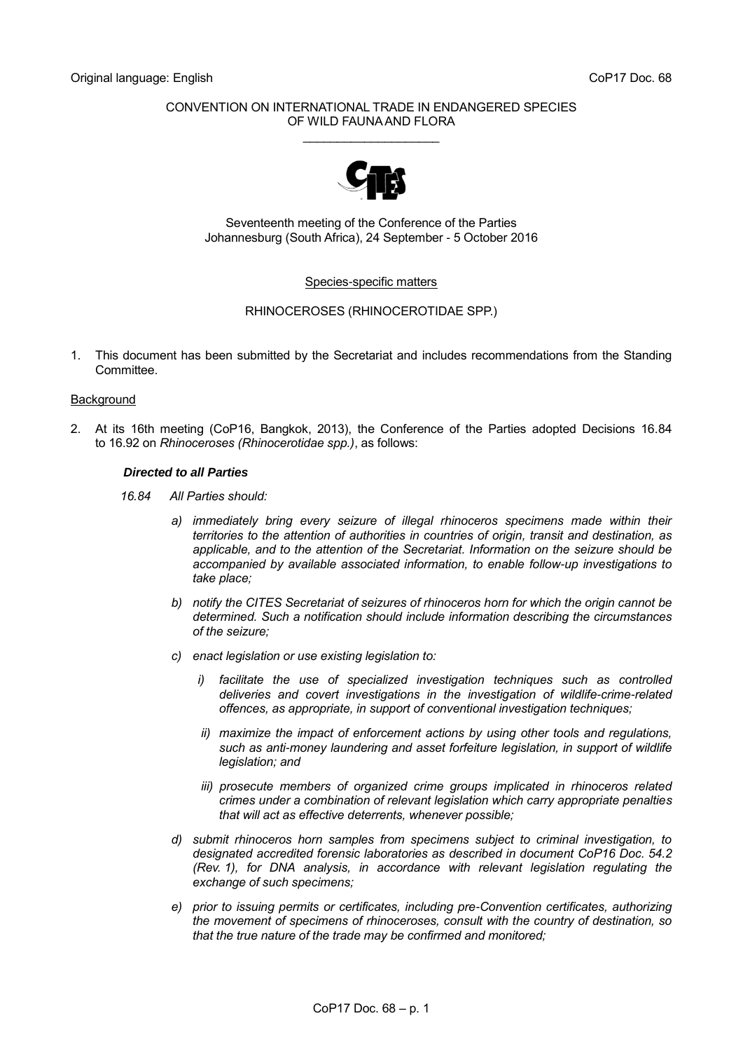Original language: English CoP17 Doc. 68

CONVENTION ON INTERNATIONAL TRADE IN ENDANGERED SPECIES OF WILD FAUNA AND FLORA

\_\_\_\_\_\_\_\_\_\_\_\_\_\_\_\_\_\_\_\_

Seventeenth meeting of the Conference of the Parties
Johannesburg (South Africa), 24 September - 5 October 2016

Species-specific matters

RHINOCEROSES (RHINOCEROTIDAE SPP.)

1. This document has been submitted by the Secretariat and includes recommendations from the Standing Committee.

Background

2. At its 16th meeting (CoP16, Bangkok, 2013), the Conference of the Parties adopted Decisions 16.84 to 16.92 on *Rhinoceroses (Rhinocerotidae spp.)*, as follows:

***Directed to all Parties***

*16.84 All Parties should:*

*a) immediately bring every seizure of illegal rhinoceros specimens made within their territories to the attention of authorities in countries of origin, transit and destination, as applicable, and to the attention of the Secretariat. Information on the seizure should be accompanied by available associated information, to enable follow-up investigations to take place;*

*b) notify the CITES Secretariat of seizures of rhinoceros horn for which the origin cannot be determined. Such a notification should include information describing the circumstances of the seizure;*

*c) enact legislation or use existing legislation to:*

*i) facilitate the use of specialized investigation techniques such as controlled deliveries and covert investigations in the investigation of wildlife-crime-related offences, as appropriate, in support of conventional investigation techniques;*

*ii) maximize the impact of enforcement actions by using other tools and regulations, such as anti-money laundering and asset forfeiture legislation, in support of wildlife legislation; and*

*iii) prosecute members of organized crime groups implicated in rhinoceros related crimes under a combination of relevant legislation which carry appropriate penalties that will act as effective deterrents, whenever possible;*

*d) submit rhinoceros horn samples from specimens subject to criminal investigation, to designated accredited forensic laboratories as described in document CoP16 Doc. 54.2 (Rev. 1), for DNA analysis, in accordance with relevant legislation regulating the exchange of such specimens;*

*e) prior to issuing permits or certificates, including pre-Convention certificates, authorizing the movement of specimens of rhinoceroses, consult with the country of destination, so that the true nature of the trade may be confirmed and monitored;*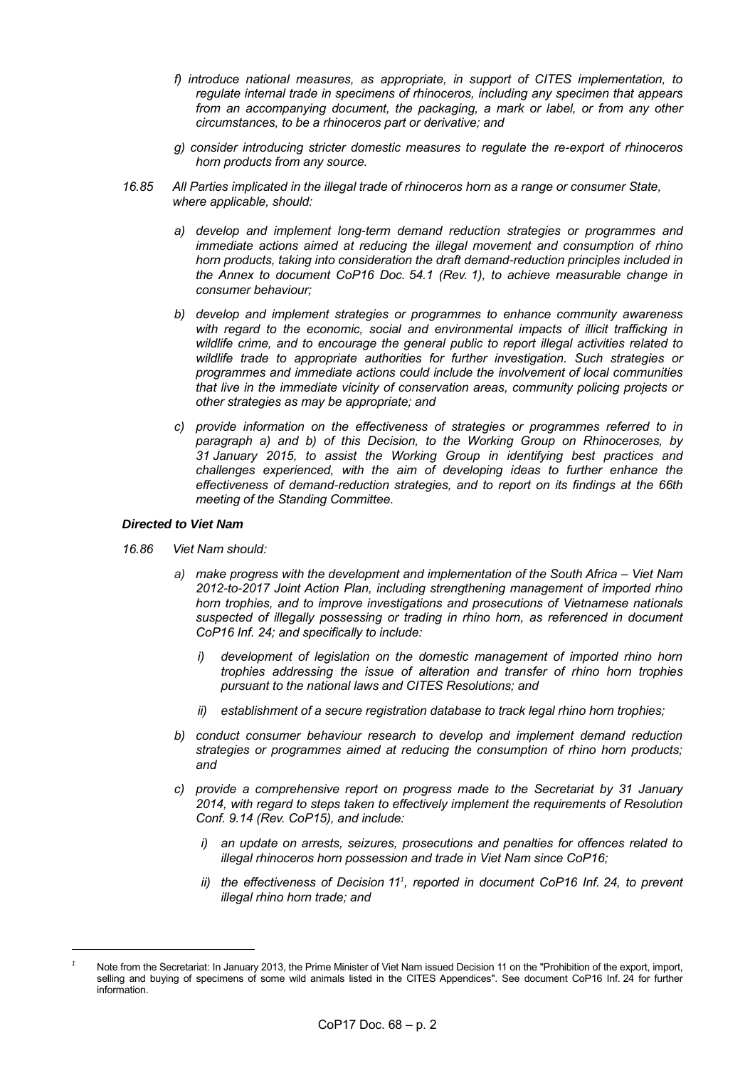*f) introduce national measures, as appropriate, in support of CITES implementation, to regulate internal trade in specimens of rhinoceros, including any specimen that appears from an accompanying document, the packaging, a mark or label, or from any other circumstances, to be a rhinoceros part or derivative; and*

*g) consider introducing stricter domestic measures to regulate the re-export of rhinoceros horn products from any source.*

*16.85 All Parties implicated in the illegal trade of rhinoceros horn as a range or consumer State, where applicable, should:*

*a) develop and implement long-term demand reduction strategies or programmes and immediate actions aimed at reducing the illegal movement and consumption of rhino horn products, taking into consideration the draft demand-reduction principles included in the Annex to document CoP16 Doc. 54.1 (Rev. 1), to achieve measurable change in consumer behaviour;*

*b) develop and implement strategies or programmes to enhance community awareness with regard to the economic, social and environmental impacts of illicit trafficking in wildlife crime, and to encourage the general public to report illegal activities related to wildlife trade to appropriate authorities for further investigation. Such strategies or programmes and immediate actions could include the involvement of local communities that live in the immediate vicinity of conservation areas, community policing projects or other strategies as may be appropriate; and*

*c) provide information on the effectiveness of strategies or programmes referred to in paragraph a) and b) of this Decision, to the Working Group on Rhinoceroses, by 31 January 2015, to assist the Working Group in identifying best practices and challenges experienced, with the aim of developing ideas to further enhance the effectiveness of demand-reduction strategies, and to report on its findings at the 66th meeting of the Standing Committee.*

***Directed to Viet Nam***

*16.86 Viet Nam should:*

*a) make progress with the development and implementation of the South Africa – Viet Nam 2012-to-2017 Joint Action Plan, including strengthening management of imported rhino horn trophies, and to improve investigations and prosecutions of Vietnamese nationals suspected of illegally possessing or trading in rhino horn, as referenced in document CoP16 Inf. 24; and specifically to include:*

*i) development of legislation on the domestic management of imported rhino horn trophies addressing the issue of alteration and transfer of rhino horn trophies pursuant to the national laws and CITES Resolutions; and*

*ii) establishment of a secure registration database to track legal rhino horn trophies;*

*b) conduct consumer behaviour research to develop and implement demand reduction strategies or programmes aimed at reducing the consumption of rhino horn products; and*

*c) provide a comprehensive report on progress made to the Secretariat by 31 January 2014, with regard to steps taken to effectively implement the requirements of Resolution Conf. 9.14 (Rev. CoP15), and include:*

*i) an update on arrests, seizures, prosecutions and penalties for offences related to illegal rhinoceros horn possession and trade in Viet Nam since CoP16;*

*ii) the effectiveness of Decision 11[1], reported in document CoP16 Inf. 24, to prevent illegal rhino horn trade; and*

---

[1] Note from the Secretariat: In January 2013, the Prime Minister of Viet Nam issued Decision 11 on the "Prohibition of the export, import, selling and buying of specimens of some wild animals listed in the CITES Appendices". See document CoP16 Inf. 24 for further information.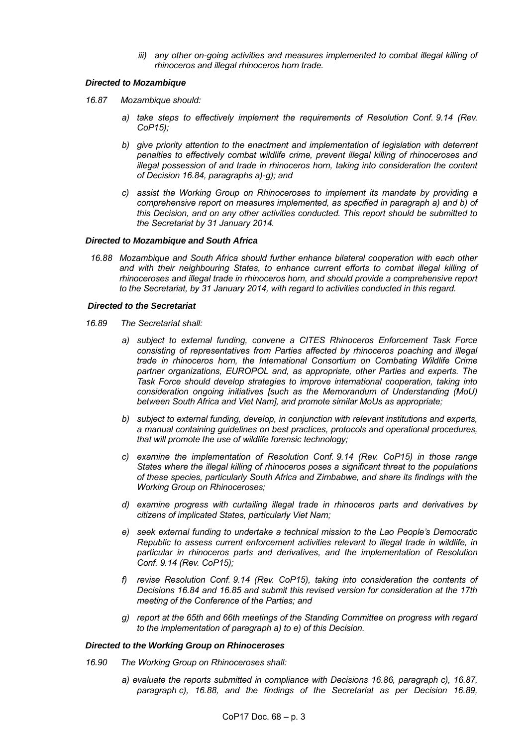*iii) any other on-going activities and measures implemented to combat illegal killing of rhinoceros and illegal rhinoceros horn trade.*

***Directed to Mozambique***

*16.87 Mozambique should:*

*a) take steps to effectively implement the requirements of Resolution Conf. 9.14 (Rev. CoP15);*

*b) give priority attention to the enactment and implementation of legislation with deterrent penalties to effectively combat wildlife crime, prevent illegal killing of rhinoceroses and illegal possession of and trade in rhinoceros horn, taking into consideration the content of Decision 16.84, paragraphs a)-g); and*

*c) assist the Working Group on Rhinoceroses to implement its mandate by providing a comprehensive report on measures implemented, as specified in paragraph a) and b) of this Decision, and on any other activities conducted. This report should be submitted to the Secretariat by 31 January 2014.*

***Directed to Mozambique and South Africa***

*16.88 Mozambique and South Africa should further enhance bilateral cooperation with each other and with their neighbouring States, to enhance current efforts to combat illegal killing of rhinoceroses and illegal trade in rhinoceros horn, and should provide a comprehensive report to the Secretariat, by 31 January 2014, with regard to activities conducted in this regard.*

***Directed to the Secretariat***

*16.89 The Secretariat shall:*

*a) subject to external funding, convene a CITES Rhinoceros Enforcement Task Force consisting of representatives from Parties affected by rhinoceros poaching and illegal trade in rhinoceros horn, the International Consortium on Combating Wildlife Crime partner organizations, EUROPOL and, as appropriate, other Parties and experts. The Task Force should develop strategies to improve international cooperation, taking into consideration ongoing initiatives [such as the Memorandum of Understanding (MoU) between South Africa and Viet Nam], and promote similar MoUs as appropriate;*

*b) subject to external funding, develop, in conjunction with relevant institutions and experts, a manual containing guidelines on best practices, protocols and operational procedures, that will promote the use of wildlife forensic technology;*

*c) examine the implementation of Resolution Conf. 9.14 (Rev. CoP15) in those range States where the illegal killing of rhinoceros poses a significant threat to the populations of these species, particularly South Africa and Zimbabwe, and share its findings with the Working Group on Rhinoceroses;*

*d) examine progress with curtailing illegal trade in rhinoceros parts and derivatives by citizens of implicated States, particularly Viet Nam;*

*e) seek external funding to undertake a technical mission to the Lao People's Democratic Republic to assess current enforcement activities relevant to illegal trade in wildlife, in particular in rhinoceros parts and derivatives, and the implementation of Resolution Conf. 9.14 (Rev. CoP15);*

*f) revise Resolution Conf. 9.14 (Rev. CoP15), taking into consideration the contents of Decisions 16.84 and 16.85 and submit this revised version for consideration at the 17th meeting of the Conference of the Parties; and*

*g) report at the 65th and 66th meetings of the Standing Committee on progress with regard to the implementation of paragraph a) to e) of this Decision.*

***Directed to the Working Group on Rhinoceroses***

*16.90 The Working Group on Rhinoceroses shall:*

*a) evaluate the reports submitted in compliance with Decisions 16.86, paragraph c), 16.87, paragraph c), 16.88, and the findings of the Secretariat as per Decision 16.89,*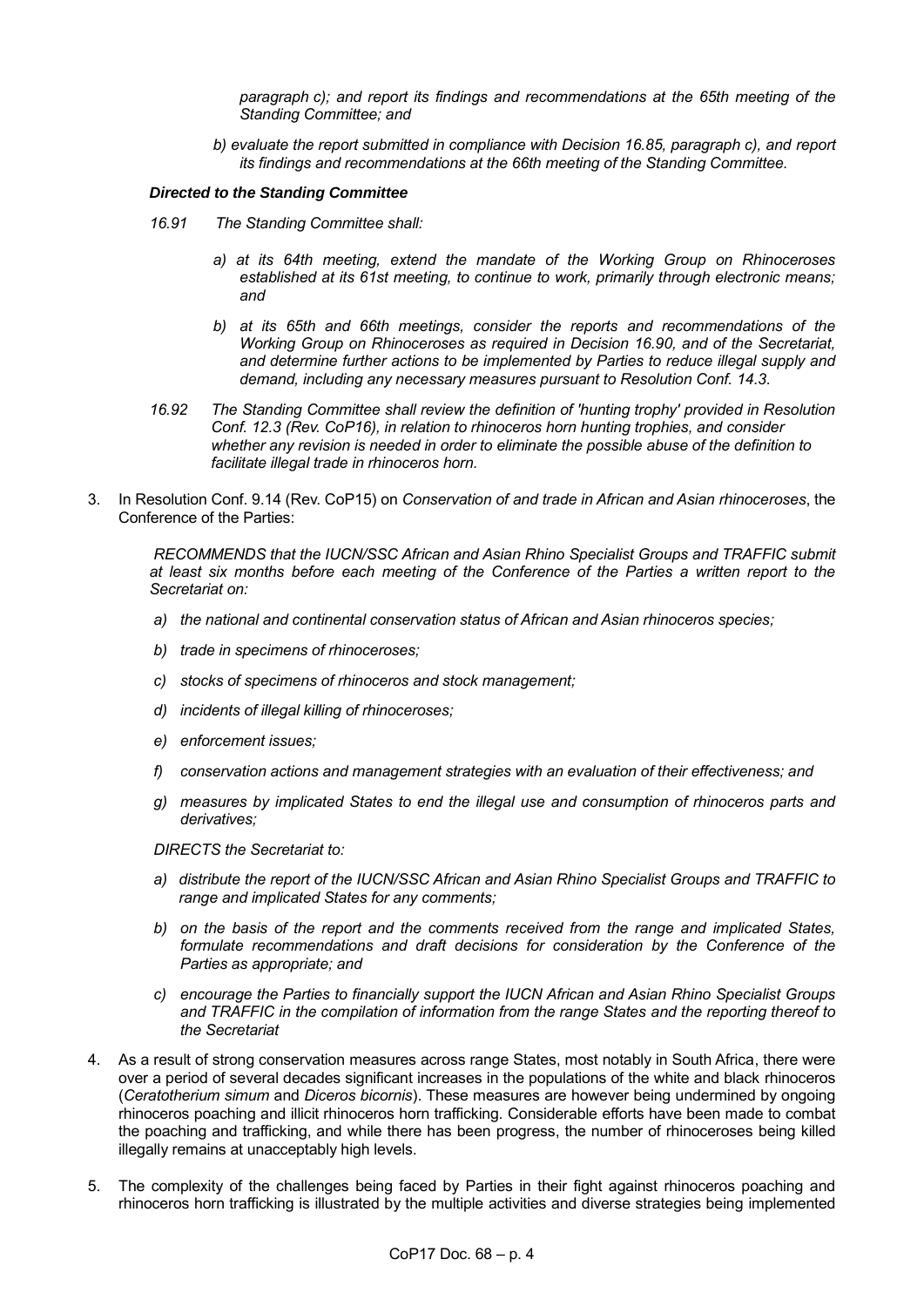*paragraph c); and report its findings and recommendations at the 65th meeting of the Standing Committee; and*

*b) evaluate the report submitted in compliance with Decision 16.85, paragraph c), and report its findings and recommendations at the 66th meeting of the Standing Committee.*

***Directed to the Standing Committee***

*16.91 The Standing Committee shall:*

*a) at its 64th meeting, extend the mandate of the Working Group on Rhinoceroses established at its 61st meeting, to continue to work, primarily through electronic means; and*

*b) at its 65th and 66th meetings, consider the reports and recommendations of the Working Group on Rhinoceroses as required in Decision 16.90, and of the Secretariat, and determine further actions to be implemented by Parties to reduce illegal supply and demand, including any necessary measures pursuant to Resolution Conf. 14.3.*

*16.92 The Standing Committee shall review the definition of 'hunting trophy' provided in Resolution Conf. 12.3 (Rev. CoP16), in relation to rhinoceros horn hunting trophies, and consider whether any revision is needed in order to eliminate the possible abuse of the definition to facilitate illegal trade in rhinoceros horn.*

3. In Resolution Conf. 9.14 (Rev. CoP15) on *Conservation of and trade in African and Asian rhinoceroses*, the Conference of the Parties:

*RECOMMENDS that the IUCN/SSC African and Asian Rhino Specialist Groups and TRAFFIC submit at least six months before each meeting of the Conference of the Parties a written report to the Secretariat on:*

*a) the national and continental conservation status of African and Asian rhinoceros species;*

*b) trade in specimens of rhinoceroses;*

*c) stocks of specimens of rhinoceros and stock management;*

*d) incidents of illegal killing of rhinoceroses;*

*e) enforcement issues;*

*f) conservation actions and management strategies with an evaluation of their effectiveness; and*

*g) measures by implicated States to end the illegal use and consumption of rhinoceros parts and derivatives;*

*DIRECTS the Secretariat to:*

*a) distribute the report of the IUCN/SSC African and Asian Rhino Specialist Groups and TRAFFIC to range and implicated States for any comments;*

*b) on the basis of the report and the comments received from the range and implicated States, formulate recommendations and draft decisions for consideration by the Conference of the Parties as appropriate; and*

*c) encourage the Parties to financially support the IUCN African and Asian Rhino Specialist Groups and TRAFFIC in the compilation of information from the range States and the reporting thereof to the Secretariat*

4. As a result of strong conservation measures across range States, most notably in South Africa, there were over a period of several decades significant increases in the populations of the white and black rhinoceros (*Ceratotherium simum* and *Diceros bicornis*). These measures are however being undermined by ongoing rhinoceros poaching and illicit rhinoceros horn trafficking. Considerable efforts have been made to combat the poaching and trafficking, and while there has been progress, the number of rhinoceroses being killed illegally remains at unacceptably high levels.

5. The complexity of the challenges being faced by Parties in their fight against rhinoceros poaching and rhinoceros horn trafficking is illustrated by the multiple activities and diverse strategies being implemented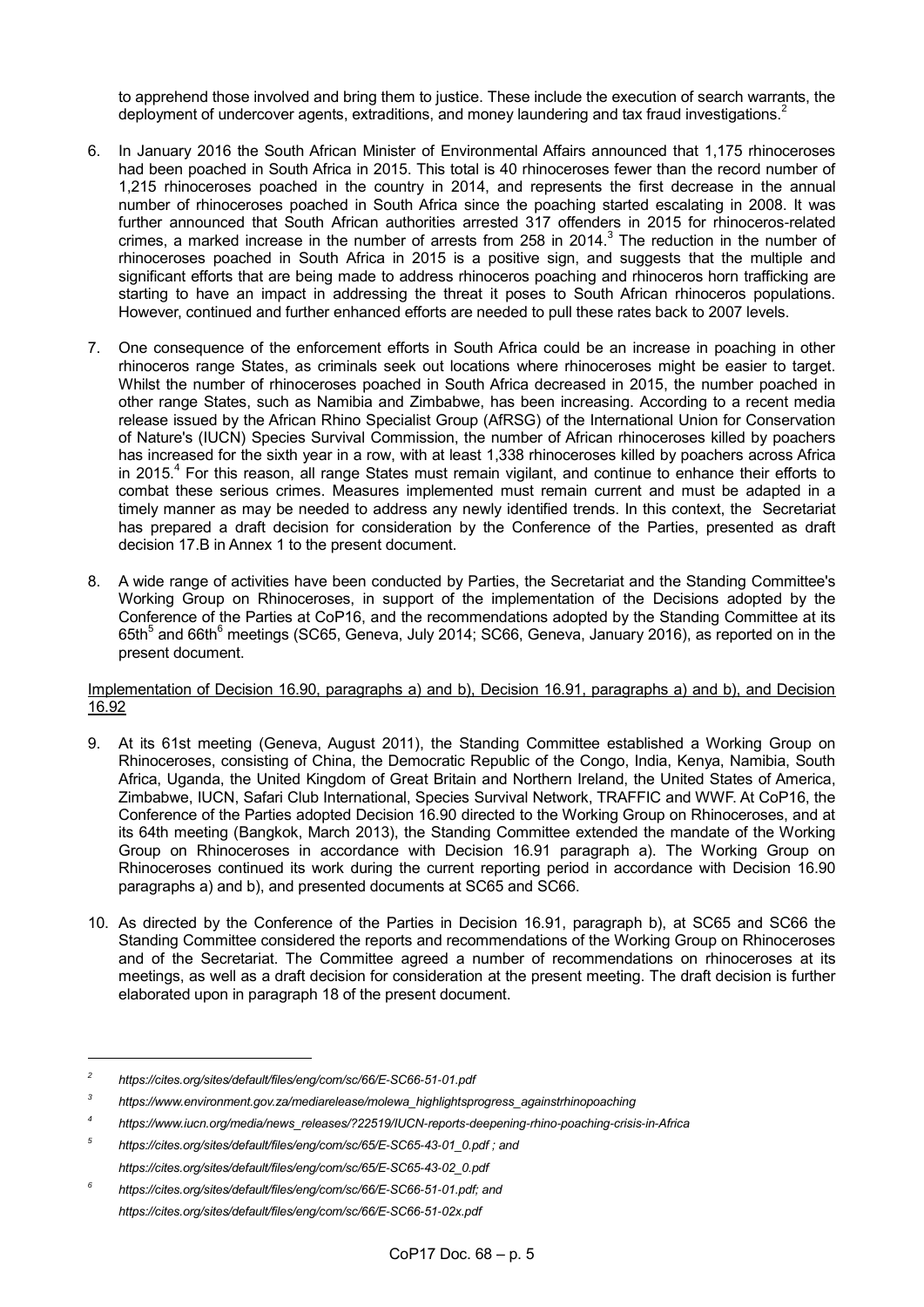to apprehend those involved and bring them to justice. These include the execution of search warrants, the deployment of undercover agents, extraditions, and money laundering and tax fraud investigations.[2]

6. In January 2016 the South African Minister of Environmental Affairs announced that 1,175 rhinoceroses had been poached in South Africa in 2015. This total is 40 rhinoceroses fewer than the record number of 1,215 rhinoceroses poached in the country in 2014, and represents the first decrease in the annual number of rhinoceroses poached in South Africa since the poaching started escalating in 2008. It was further announced that South African authorities arrested 317 offenders in 2015 for rhinoceros-related crimes, a marked increase in the number of arrests from 258 in 2014.[3] The reduction in the number of rhinoceroses poached in South Africa in 2015 is a positive sign, and suggests that the multiple and significant efforts that are being made to address rhinoceros poaching and rhinoceros horn trafficking are starting to have an impact in addressing the threat it poses to South African rhinoceros populations. However, continued and further enhanced efforts are needed to pull these rates back to 2007 levels.

7. One consequence of the enforcement efforts in South Africa could be an increase in poaching in other rhinoceros range States, as criminals seek out locations where rhinoceroses might be easier to target. Whilst the number of rhinoceroses poached in South Africa decreased in 2015, the number poached in other range States, such as Namibia and Zimbabwe, has been increasing. According to a recent media release issued by the African Rhino Specialist Group (AfRSG) of the International Union for Conservation of Nature's (IUCN) Species Survival Commission, the number of African rhinoceroses killed by poachers has increased for the sixth year in a row, with at least 1,338 rhinoceroses killed by poachers across Africa in 2015.[4] For this reason, all range States must remain vigilant, and continue to enhance their efforts to combat these serious crimes. Measures implemented must remain current and must be adapted in a timely manner as may be needed to address any newly identified trends. In this context, the Secretariat has prepared a draft decision for consideration by the Conference of the Parties, presented as draft decision 17.B in Annex 1 to the present document.

8. A wide range of activities have been conducted by Parties, the Secretariat and the Standing Committee's Working Group on Rhinoceroses, in support of the implementation of the Decisions adopted by the Conference of the Parties at CoP16, and the recommendations adopted by the Standing Committee at its 65th[5] and 66th[6] meetings (SC65, Geneva, July 2014; SC66, Geneva, January 2016), as reported on in the present document.

Implementation of Decision 16.90, paragraphs a) and b), Decision 16.91, paragraphs a) and b), and Decision 16.92

9. At its 61st meeting (Geneva, August 2011), the Standing Committee established a Working Group on Rhinoceroses, consisting of China, the Democratic Republic of the Congo, India, Kenya, Namibia, South Africa, Uganda, the United Kingdom of Great Britain and Northern Ireland, the United States of America, Zimbabwe, IUCN, Safari Club International, Species Survival Network, TRAFFIC and WWF. At CoP16, the Conference of the Parties adopted Decision 16.90 directed to the Working Group on Rhinoceroses, and at its 64th meeting (Bangkok, March 2013), the Standing Committee extended the mandate of the Working Group on Rhinoceroses in accordance with Decision 16.91 paragraph a). The Working Group on Rhinoceroses continued its work during the current reporting period in accordance with Decision 16.90 paragraphs a) and b), and presented documents at SC65 and SC66.

10. As directed by the Conference of the Parties in Decision 16.91, paragraph b), at SC65 and SC66 the Standing Committee considered the reports and recommendations of the Working Group on Rhinoceroses and of the Secretariat. The Committee agreed a number of recommendations on rhinoceroses at its meetings, as well as a draft decision for consideration at the present meeting. The draft decision is further elaborated upon in paragraph 18 of the present document.

---

[2] *https://cites.org/sites/default/files/eng/com/sc/66/E-SC66-51-01.pdf*

[3] *https://www.environment.gov.za/mediarelease/molewa_highlightsprogress_againstrhinopoaching*

[4] *https://www.iucn.org/media/news_releases/?22519/IUCN-reports-deepening-rhino-poaching-crisis-in-Africa*

[5] *https://cites.org/sites/default/files/eng/com/sc/65/E-SC65-43-01_0.pdf ; and https://cites.org/sites/default/files/eng/com/sc/65/E-SC65-43-02_0.pdf*

[6] *https://cites.org/sites/default/files/eng/com/sc/66/E-SC66-51-01.pdf; and https://cites.org/sites/default/files/eng/com/sc/66/E-SC66-51-02x.pdf*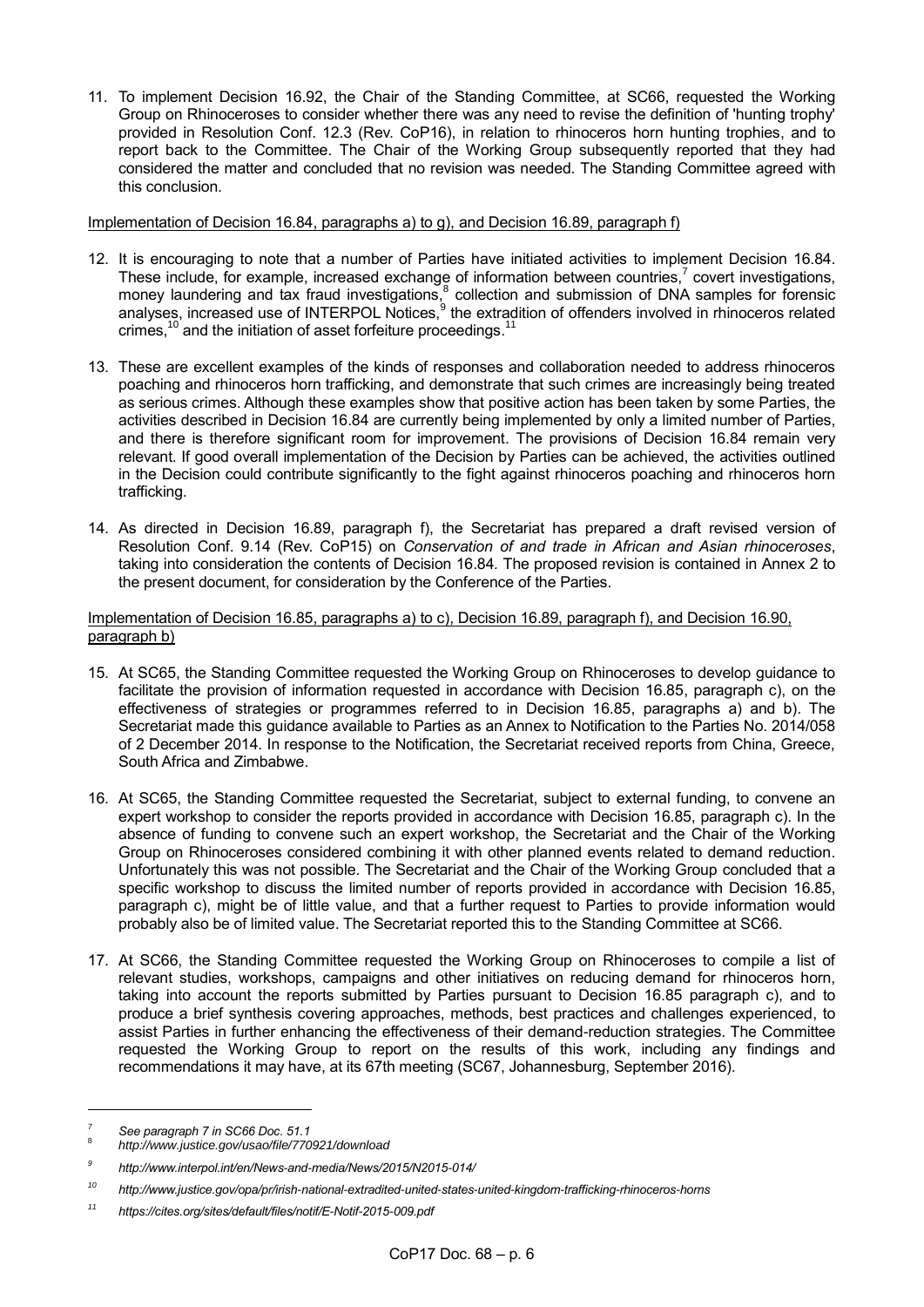11. To implement Decision 16.92, the Chair of the Standing Committee, at SC66, requested the Working Group on Rhinoceroses to consider whether there was any need to revise the definition of 'hunting trophy' provided in Resolution Conf. 12.3 (Rev. CoP16), in relation to rhinoceros horn hunting trophies, and to report back to the Committee. The Chair of the Working Group subsequently reported that they had considered the matter and concluded that no revision was needed. The Standing Committee agreed with this conclusion.

Implementation of Decision 16.84, paragraphs a) to g), and Decision 16.89, paragraph f)

12. It is encouraging to note that a number of Parties have initiated activities to implement Decision 16.84. These include, for example, increased exchange of information between countries,[7] covert investigations, money laundering and tax fraud investigations,[8] collection and submission of DNA samples for forensic analyses, increased use of INTERPOL Notices,[9] the extradition of offenders involved in rhinoceros related crimes,[10] and the initiation of asset forfeiture proceedings.[11]

13. These are excellent examples of the kinds of responses and collaboration needed to address rhinoceros poaching and rhinoceros horn trafficking, and demonstrate that such crimes are increasingly being treated as serious crimes. Although these examples show that positive action has been taken by some Parties, the activities described in Decision 16.84 are currently being implemented by only a limited number of Parties, and there is therefore significant room for improvement. The provisions of Decision 16.84 remain very relevant. If good overall implementation of the Decision by Parties can be achieved, the activities outlined in the Decision could contribute significantly to the fight against rhinoceros poaching and rhinoceros horn trafficking.

14. As directed in Decision 16.89, paragraph f), the Secretariat has prepared a draft revised version of Resolution Conf. 9.14 (Rev. CoP15) on *Conservation of and trade in African and Asian rhinoceroses*, taking into consideration the contents of Decision 16.84. The proposed revision is contained in Annex 2 to the present document, for consideration by the Conference of the Parties.

Implementation of Decision 16.85, paragraphs a) to c), Decision 16.89, paragraph f), and Decision 16.90, paragraph b)

15. At SC65, the Standing Committee requested the Working Group on Rhinoceroses to develop guidance to facilitate the provision of information requested in accordance with Decision 16.85, paragraph c), on the effectiveness of strategies or programmes referred to in Decision 16.85, paragraphs a) and b). The Secretariat made this guidance available to Parties as an Annex to Notification to the Parties No. 2014/058 of 2 December 2014. In response to the Notification, the Secretariat received reports from China, Greece, South Africa and Zimbabwe.

16. At SC65, the Standing Committee requested the Secretariat, subject to external funding, to convene an expert workshop to consider the reports provided in accordance with Decision 16.85, paragraph c). In the absence of funding to convene such an expert workshop, the Secretariat and the Chair of the Working Group on Rhinoceroses considered combining it with other planned events related to demand reduction. Unfortunately this was not possible. The Secretariat and the Chair of the Working Group concluded that a specific workshop to discuss the limited number of reports provided in accordance with Decision 16.85, paragraph c), might be of little value, and that a further request to Parties to provide information would probably also be of limited value. The Secretariat reported this to the Standing Committee at SC66.

17. At SC66, the Standing Committee requested the Working Group on Rhinoceroses to compile a list of relevant studies, workshops, campaigns and other initiatives on reducing demand for rhinoceros horn, taking into account the reports submitted by Parties pursuant to Decision 16.85 paragraph c), and to produce a brief synthesis covering approaches, methods, best practices and challenges experienced, to assist Parties in further enhancing the effectiveness of their demand-reduction strategies. The Committee requested the Working Group to report on the results of this work, including any findings and recommendations it may have, at its 67th meeting (SC67, Johannesburg, September 2016).

---

[7] *See paragraph 7 in SC66 Doc. 51.1*

[8] *http://www.justice.gov/usao/file/770921/download*

[9] *http://www.interpol.int/en/News-and-media/News/2015/N2015-014/*

[10] *http://www.justice.gov/opa/pr/irish-national-extradited-united-states-united-kingdom-trafficking-rhinoceros-horns*

[11] *https://cites.org/sites/default/files/notif/E-Notif-2015-009.pdf*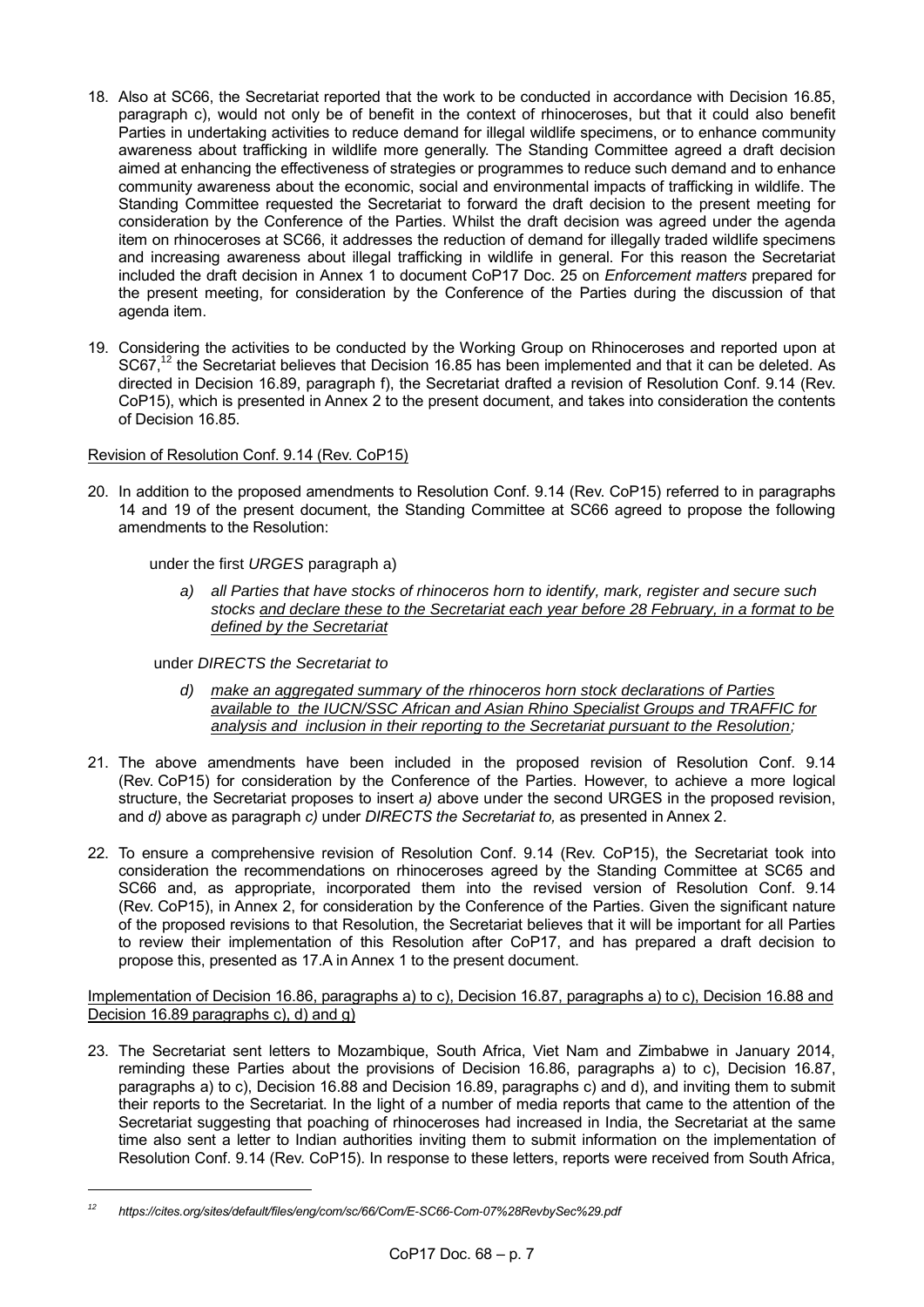18. Also at SC66, the Secretariat reported that the work to be conducted in accordance with Decision 16.85, paragraph c), would not only be of benefit in the context of rhinoceroses, but that it could also benefit Parties in undertaking activities to reduce demand for illegal wildlife specimens, or to enhance community awareness about trafficking in wildlife more generally. The Standing Committee agreed a draft decision aimed at enhancing the effectiveness of strategies or programmes to reduce such demand and to enhance community awareness about the economic, social and environmental impacts of trafficking in wildlife. The Standing Committee requested the Secretariat to forward the draft decision to the present meeting for consideration by the Conference of the Parties. Whilst the draft decision was agreed under the agenda item on rhinoceroses at SC66, it addresses the reduction of demand for illegally traded wildlife specimens and increasing awareness about illegal trafficking in wildlife in general. For this reason the Secretariat included the draft decision in Annex 1 to document CoP17 Doc. 25 on *Enforcement matters* prepared for the present meeting, for consideration by the Conference of the Parties during the discussion of that agenda item.

19. Considering the activities to be conducted by the Working Group on Rhinoceroses and reported upon at SC67,[12] the Secretariat believes that Decision 16.85 has been implemented and that it can be deleted. As directed in Decision 16.89, paragraph f), the Secretariat drafted a revision of Resolution Conf. 9.14 (Rev. CoP15), which is presented in Annex 2 to the present document, and takes into consideration the contents of Decision 16.85.

<u>Revision of Resolution Conf. 9.14 (Rev. CoP15)</u>

20. In addition to the proposed amendments to Resolution Conf. 9.14 (Rev. CoP15) referred to in paragraphs 14 and 19 of the present document, the Standing Committee at SC66 agreed to propose the following amendments to the Resolution:

   under the first *URGES* paragraph a)

   *a) all Parties that have stocks of rhinoceros horn to identify, mark, register and secure such stocks <u>and declare these to the Secretariat each year before 28 February, in a format to be defined by the Secretariat</u>*

   under *DIRECTS the Secretariat to*

   *d) <u>make an aggregated summary of the rhinoceros horn stock declarations of Parties available to the IUCN/SSC African and Asian Rhino Specialist Groups and TRAFFIC for analysis and inclusion in their reporting to the Secretariat pursuant to the Resolution</u>;*

21. The above amendments have been included in the proposed revision of Resolution Conf. 9.14 (Rev. CoP15) for consideration by the Conference of the Parties. However, to achieve a more logical structure, the Secretariat proposes to insert *a)* above under the second URGES in the proposed revision, and *d)* above as paragraph *c)* under *DIRECTS the Secretariat to,* as presented in Annex 2.

22. To ensure a comprehensive revision of Resolution Conf. 9.14 (Rev. CoP15), the Secretariat took into consideration the recommendations on rhinoceroses agreed by the Standing Committee at SC65 and SC66 and, as appropriate, incorporated them into the revised version of Resolution Conf. 9.14 (Rev. CoP15), in Annex 2, for consideration by the Conference of the Parties. Given the significant nature of the proposed revisions to that Resolution, the Secretariat believes that it will be important for all Parties to review their implementation of this Resolution after CoP17, and has prepared a draft decision to propose this, presented as 17.A in Annex 1 to the present document.

<u>Implementation of Decision 16.86, paragraphs a) to c), Decision 16.87, paragraphs a) to c), Decision 16.88 and Decision 16.89 paragraphs c), d) and g)</u>

23. The Secretariat sent letters to Mozambique, South Africa, Viet Nam and Zimbabwe in January 2014, reminding these Parties about the provisions of Decision 16.86, paragraphs a) to c), Decision 16.87, paragraphs a) to c), Decision 16.88 and Decision 16.89, paragraphs c) and d), and inviting them to submit their reports to the Secretariat. In the light of a number of media reports that came to the attention of the Secretariat suggesting that poaching of rhinoceroses had increased in India, the Secretariat at the same time also sent a letter to Indian authorities inviting them to submit information on the implementation of Resolution Conf. 9.14 (Rev. CoP15). In response to these letters, reports were received from South Africa,

---

[12] *https://cites.org/sites/default/files/eng/com/sc/66/Com/E-SC66-Com-07%28RevbySec%29.pdf*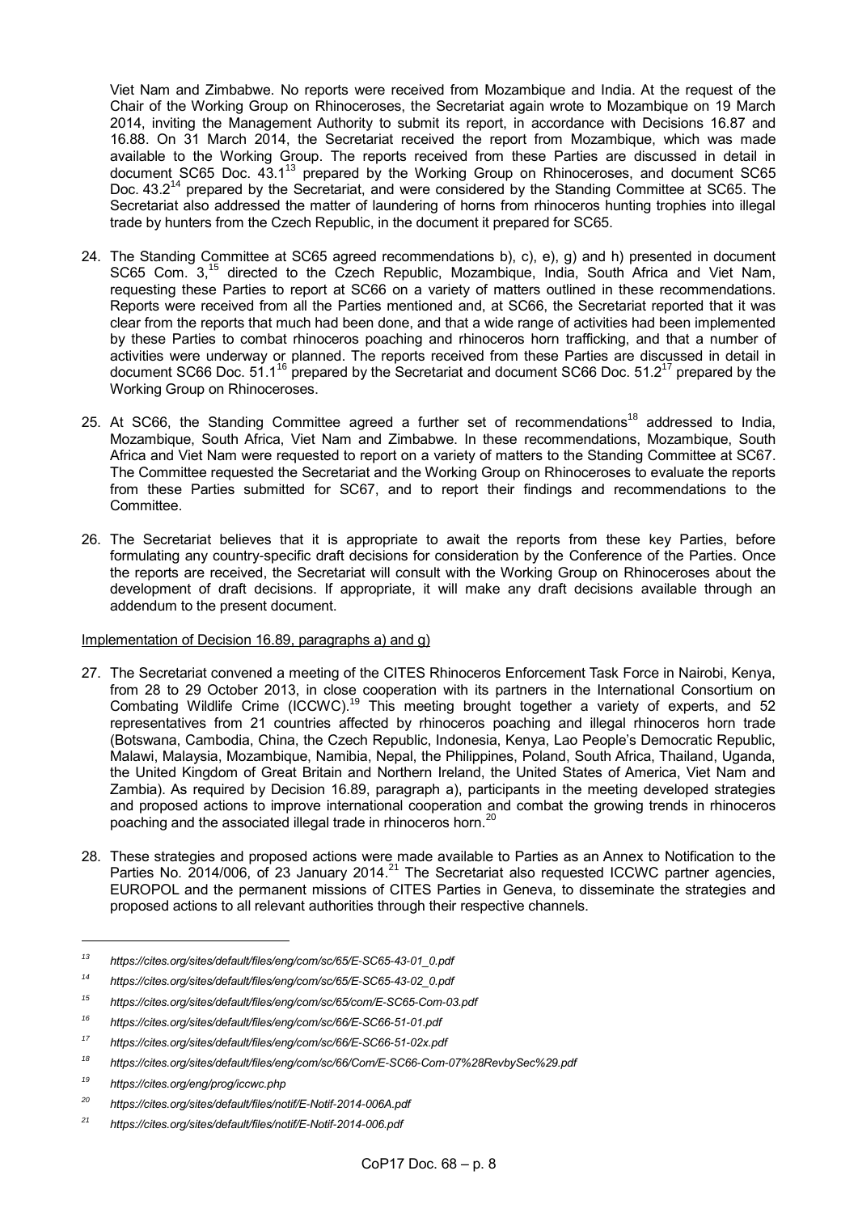Viet Nam and Zimbabwe. No reports were received from Mozambique and India. At the request of the Chair of the Working Group on Rhinoceroses, the Secretariat again wrote to Mozambique on 19 March 2014, inviting the Management Authority to submit its report, in accordance with Decisions 16.87 and 16.88. On 31 March 2014, the Secretariat received the report from Mozambique, which was made available to the Working Group. The reports received from these Parties are discussed in detail in document SC65 Doc. 43.1[13] prepared by the Working Group on Rhinoceroses, and document SC65 Doc. 43.2[14] prepared by the Secretariat, and were considered by the Standing Committee at SC65. The Secretariat also addressed the matter of laundering of horns from rhinoceros hunting trophies into illegal trade by hunters from the Czech Republic, in the document it prepared for SC65.

24. The Standing Committee at SC65 agreed recommendations b), c), e), g) and h) presented in document SC65 Com. 3,[15] directed to the Czech Republic, Mozambique, India, South Africa and Viet Nam, requesting these Parties to report at SC66 on a variety of matters outlined in these recommendations. Reports were received from all the Parties mentioned and, at SC66, the Secretariat reported that it was clear from the reports that much had been done, and that a wide range of activities had been implemented by these Parties to combat rhinoceros poaching and rhinoceros horn trafficking, and that a number of activities were underway or planned. The reports received from these Parties are discussed in detail in document SC66 Doc. 51.1[16] prepared by the Secretariat and document SC66 Doc. 51.2[17] prepared by the Working Group on Rhinoceroses.

25. At SC66, the Standing Committee agreed a further set of recommendations[18] addressed to India, Mozambique, South Africa, Viet Nam and Zimbabwe. In these recommendations, Mozambique, South Africa and Viet Nam were requested to report on a variety of matters to the Standing Committee at SC67. The Committee requested the Secretariat and the Working Group on Rhinoceroses to evaluate the reports from these Parties submitted for SC67, and to report their findings and recommendations to the Committee.

26. The Secretariat believes that it is appropriate to await the reports from these key Parties, before formulating any country-specific draft decisions for consideration by the Conference of the Parties. Once the reports are received, the Secretariat will consult with the Working Group on Rhinoceroses about the development of draft decisions. If appropriate, it will make any draft decisions available through an addendum to the present document.

Implementation of Decision 16.89, paragraphs a) and g)

27. The Secretariat convened a meeting of the CITES Rhinoceros Enforcement Task Force in Nairobi, Kenya, from 28 to 29 October 2013, in close cooperation with its partners in the International Consortium on Combating Wildlife Crime (ICCWC).[19] This meeting brought together a variety of experts, and 52 representatives from 21 countries affected by rhinoceros poaching and illegal rhinoceros horn trade (Botswana, Cambodia, China, the Czech Republic, Indonesia, Kenya, Lao People's Democratic Republic, Malawi, Malaysia, Mozambique, Namibia, Nepal, the Philippines, Poland, South Africa, Thailand, Uganda, the United Kingdom of Great Britain and Northern Ireland, the United States of America, Viet Nam and Zambia). As required by Decision 16.89, paragraph a), participants in the meeting developed strategies and proposed actions to improve international cooperation and combat the growing trends in rhinoceros poaching and the associated illegal trade in rhinoceros horn.[20]

28. These strategies and proposed actions were made available to Parties as an Annex to Notification to the Parties No. 2014/006, of 23 January 2014.[21] The Secretariat also requested ICCWC partner agencies, EUROPOL and the permanent missions of CITES Parties in Geneva, to disseminate the strategies and proposed actions to all relevant authorities through their respective channels.

---

[13] *https://cites.org/sites/default/files/eng/com/sc/65/E-SC65-43-01_0.pdf*

[14] *https://cites.org/sites/default/files/eng/com/sc/65/E-SC65-43-02_0.pdf*

[15] *https://cites.org/sites/default/files/eng/com/sc/65/com/E-SC65-Com-03.pdf*

[16] *https://cites.org/sites/default/files/eng/com/sc/66/E-SC66-51-01.pdf*

[17] *https://cites.org/sites/default/files/eng/com/sc/66/E-SC66-51-02x.pdf*

[18] *https://cites.org/sites/default/files/eng/com/sc/66/Com/E-SC66-Com-07%28RevbySec%29.pdf*

[19] *https://cites.org/eng/prog/iccwc.php*

[20] *https://cites.org/sites/default/files/notif/E-Notif-2014-006A.pdf*

[21] *https://cites.org/sites/default/files/notif/E-Notif-2014-006.pdf*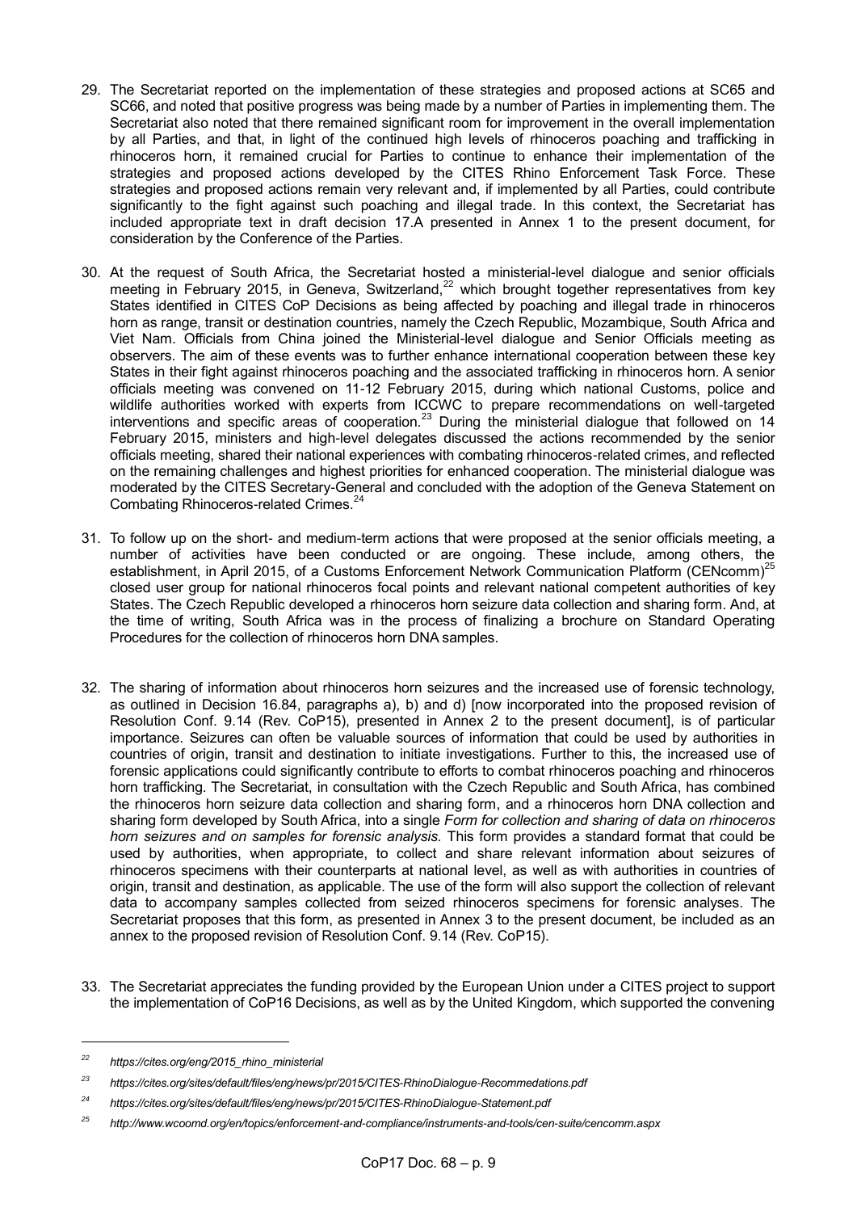29. The Secretariat reported on the implementation of these strategies and proposed actions at SC65 and SC66, and noted that positive progress was being made by a number of Parties in implementing them. The Secretariat also noted that there remained significant room for improvement in the overall implementation by all Parties, and that, in light of the continued high levels of rhinoceros poaching and trafficking in rhinoceros horn, it remained crucial for Parties to continue to enhance their implementation of the strategies and proposed actions developed by the CITES Rhino Enforcement Task Force. These strategies and proposed actions remain very relevant and, if implemented by all Parties, could contribute significantly to the fight against such poaching and illegal trade. In this context, the Secretariat has included appropriate text in draft decision 17.A presented in Annex 1 to the present document, for consideration by the Conference of the Parties.

30. At the request of South Africa, the Secretariat hosted a ministerial-level dialogue and senior officials meeting in February 2015, in Geneva, Switzerland,[22] which brought together representatives from key States identified in CITES CoP Decisions as being affected by poaching and illegal trade in rhinoceros horn as range, transit or destination countries, namely the Czech Republic, Mozambique, South Africa and Viet Nam. Officials from China joined the Ministerial-level dialogue and Senior Officials meeting as observers. The aim of these events was to further enhance international cooperation between these key States in their fight against rhinoceros poaching and the associated trafficking in rhinoceros horn. A senior officials meeting was convened on 11-12 February 2015, during which national Customs, police and wildlife authorities worked with experts from ICCWC to prepare recommendations on well-targeted interventions and specific areas of cooperation.[23] During the ministerial dialogue that followed on 14 February 2015, ministers and high-level delegates discussed the actions recommended by the senior officials meeting, shared their national experiences with combating rhinoceros-related crimes, and reflected on the remaining challenges and highest priorities for enhanced cooperation. The ministerial dialogue was moderated by the CITES Secretary-General and concluded with the adoption of the Geneva Statement on Combating Rhinoceros-related Crimes.[24]

31. To follow up on the short- and medium-term actions that were proposed at the senior officials meeting, a number of activities have been conducted or are ongoing. These include, among others, the establishment, in April 2015, of a Customs Enforcement Network Communication Platform (CENcomm)[25] closed user group for national rhinoceros focal points and relevant national competent authorities of key States. The Czech Republic developed a rhinoceros horn seizure data collection and sharing form. And, at the time of writing, South Africa was in the process of finalizing a brochure on Standard Operating Procedures for the collection of rhinoceros horn DNA samples.

32. The sharing of information about rhinoceros horn seizures and the increased use of forensic technology, as outlined in Decision 16.84, paragraphs a), b) and d) [now incorporated into the proposed revision of Resolution Conf. 9.14 (Rev. CoP15), presented in Annex 2 to the present document], is of particular importance. Seizures can often be valuable sources of information that could be used by authorities in countries of origin, transit and destination to initiate investigations. Further to this, the increased use of forensic applications could significantly contribute to efforts to combat rhinoceros poaching and rhinoceros horn trafficking. The Secretariat, in consultation with the Czech Republic and South Africa, has combined the rhinoceros horn seizure data collection and sharing form, and a rhinoceros horn DNA collection and sharing form developed by South Africa, into a single *Form for collection and sharing of data on rhinoceros horn seizures and on samples for forensic analysis.* This form provides a standard format that could be used by authorities, when appropriate, to collect and share relevant information about seizures of rhinoceros specimens with their counterparts at national level, as well as with authorities in countries of origin, transit and destination, as applicable. The use of the form will also support the collection of relevant data to accompany samples collected from seized rhinoceros specimens for forensic analyses. The Secretariat proposes that this form, as presented in Annex 3 to the present document, be included as an annex to the proposed revision of Resolution Conf. 9.14 (Rev. CoP15).

33. The Secretariat appreciates the funding provided by the European Union under a CITES project to support the implementation of CoP16 Decisions, as well as by the United Kingdom, which supported the convening

---

[22] *https://cites.org/eng/2015_rhino_ministerial*

[23] *https://cites.org/sites/default/files/eng/news/pr/2015/CITES-RhinoDialogue-Recommedations.pdf*

[24] *https://cites.org/sites/default/files/eng/news/pr/2015/CITES-RhinoDialogue-Statement.pdf*

[25] *http://www.wcoomd.org/en/topics/enforcement-and-compliance/instruments-and-tools/cen-suite/cencomm.aspx*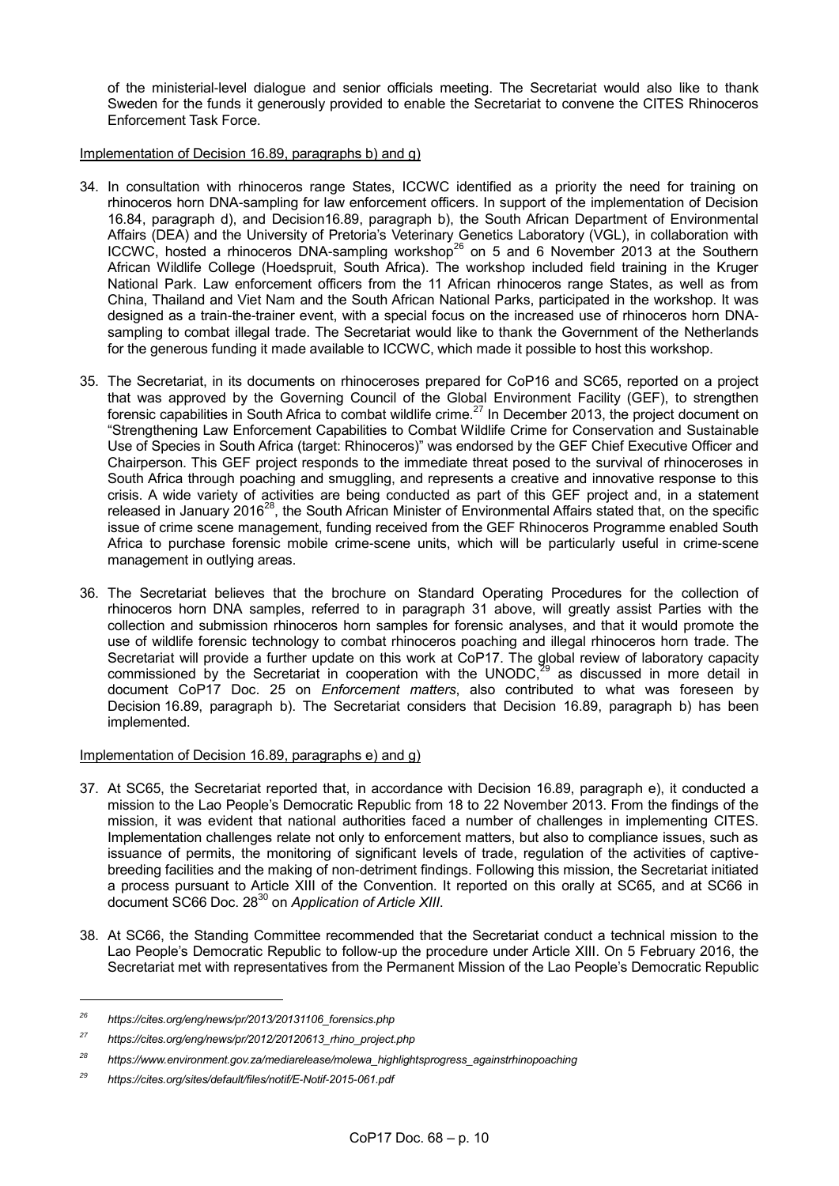of the ministerial-level dialogue and senior officials meeting. The Secretariat would also like to thank Sweden for the funds it generously provided to enable the Secretariat to convene the CITES Rhinoceros Enforcement Task Force.

Implementation of Decision 16.89, paragraphs b) and g)

34. In consultation with rhinoceros range States, ICCWC identified as a priority the need for training on rhinoceros horn DNA-sampling for law enforcement officers. In support of the implementation of Decision 16.84, paragraph d), and Decision16.89, paragraph b), the South African Department of Environmental Affairs (DEA) and the University of Pretoria's Veterinary Genetics Laboratory (VGL), in collaboration with ICCWC, hosted a rhinoceros DNA-sampling workshop[26] on 5 and 6 November 2013 at the Southern African Wildlife College (Hoedspruit, South Africa). The workshop included field training in the Kruger National Park. Law enforcement officers from the 11 African rhinoceros range States, as well as from China, Thailand and Viet Nam and the South African National Parks, participated in the workshop. It was designed as a train-the-trainer event, with a special focus on the increased use of rhinoceros horn DNA-sampling to combat illegal trade. The Secretariat would like to thank the Government of the Netherlands for the generous funding it made available to ICCWC, which made it possible to host this workshop.

35. The Secretariat, in its documents on rhinoceroses prepared for CoP16 and SC65, reported on a project that was approved by the Governing Council of the Global Environment Facility (GEF), to strengthen forensic capabilities in South Africa to combat wildlife crime.[27] In December 2013, the project document on "Strengthening Law Enforcement Capabilities to Combat Wildlife Crime for Conservation and Sustainable Use of Species in South Africa (target: Rhinoceros)" was endorsed by the GEF Chief Executive Officer and Chairperson. This GEF project responds to the immediate threat posed to the survival of rhinoceroses in South Africa through poaching and smuggling, and represents a creative and innovative response to this crisis. A wide variety of activities are being conducted as part of this GEF project and, in a statement released in January 2016[28], the South African Minister of Environmental Affairs stated that, on the specific issue of crime scene management, funding received from the GEF Rhinoceros Programme enabled South Africa to purchase forensic mobile crime-scene units, which will be particularly useful in crime-scene management in outlying areas.

36. The Secretariat believes that the brochure on Standard Operating Procedures for the collection of rhinoceros horn DNA samples, referred to in paragraph 31 above, will greatly assist Parties with the collection and submission rhinoceros horn samples for forensic analyses, and that it would promote the use of wildlife forensic technology to combat rhinoceros poaching and illegal rhinoceros horn trade. The Secretariat will provide a further update on this work at CoP17. The global review of laboratory capacity commissioned by the Secretariat in cooperation with the UNODC,[29] as discussed in more detail in document CoP17 Doc. 25 on *Enforcement matters*, also contributed to what was foreseen by Decision 16.89, paragraph b). The Secretariat considers that Decision 16.89, paragraph b) has been implemented.

Implementation of Decision 16.89, paragraphs e) and g)

37. At SC65, the Secretariat reported that, in accordance with Decision 16.89, paragraph e), it conducted a mission to the Lao People's Democratic Republic from 18 to 22 November 2013. From the findings of the mission, it was evident that national authorities faced a number of challenges in implementing CITES. Implementation challenges relate not only to enforcement matters, but also to compliance issues, such as issuance of permits, the monitoring of significant levels of trade, regulation of the activities of captive-breeding facilities and the making of non-detriment findings. Following this mission, the Secretariat initiated a process pursuant to Article XIII of the Convention. It reported on this orally at SC65, and at SC66 in document SC66 Doc. 28[30] on *Application of Article XIII*.

38. At SC66, the Standing Committee recommended that the Secretariat conduct a technical mission to the Lao People's Democratic Republic to follow-up the procedure under Article XIII. On 5 February 2016, the Secretariat met with representatives from the Permanent Mission of the Lao People's Democratic Republic

---

[26] *https://cites.org/eng/news/pr/2013/20131106_forensics.php*

[27] *https://cites.org/eng/news/pr/2012/20120613_rhino_project.php*

[28] *https://www.environment.gov.za/mediarelease/molewa_highlightsprogress_againstrhinopoaching*

[29] *https://cites.org/sites/default/files/notif/E-Notif-2015-061.pdf*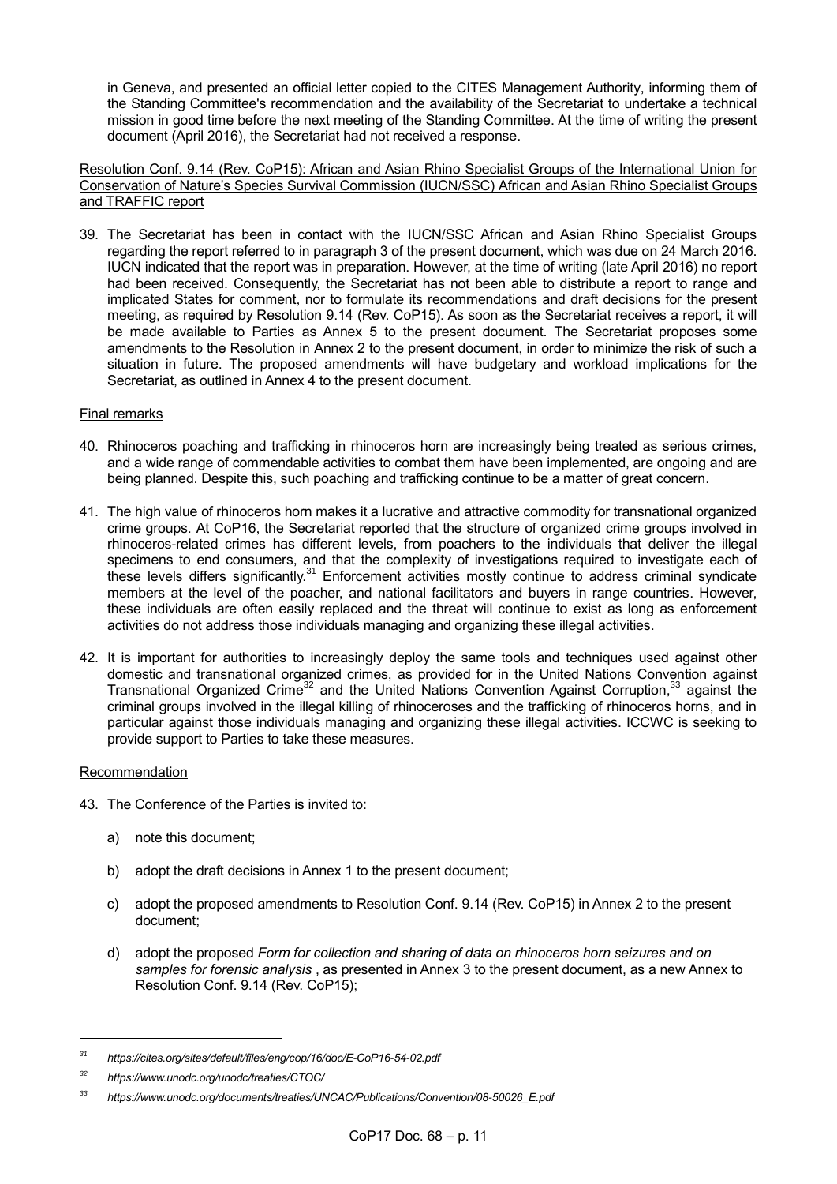in Geneva, and presented an official letter copied to the CITES Management Authority, informing them of the Standing Committee's recommendation and the availability of the Secretariat to undertake a technical mission in good time before the next meeting of the Standing Committee. At the time of writing the present document (April 2016), the Secretariat had not received a response.

Resolution Conf. 9.14 (Rev. CoP15): African and Asian Rhino Specialist Groups of the International Union for Conservation of Nature's Species Survival Commission (IUCN/SSC) African and Asian Rhino Specialist Groups and TRAFFIC report

39. The Secretariat has been in contact with the IUCN/SSC African and Asian Rhino Specialist Groups regarding the report referred to in paragraph 3 of the present document, which was due on 24 March 2016. IUCN indicated that the report was in preparation. However, at the time of writing (late April 2016) no report had been received. Consequently, the Secretariat has not been able to distribute a report to range and implicated States for comment, nor to formulate its recommendations and draft decisions for the present meeting, as required by Resolution 9.14 (Rev. CoP15). As soon as the Secretariat receives a report, it will be made available to Parties as Annex 5 to the present document. The Secretariat proposes some amendments to the Resolution in Annex 2 to the present document, in order to minimize the risk of such a situation in future. The proposed amendments will have budgetary and workload implications for the Secretariat, as outlined in Annex 4 to the present document.

Final remarks

40. Rhinoceros poaching and trafficking in rhinoceros horn are increasingly being treated as serious crimes, and a wide range of commendable activities to combat them have been implemented, are ongoing and are being planned. Despite this, such poaching and trafficking continue to be a matter of great concern.

41. The high value of rhinoceros horn makes it a lucrative and attractive commodity for transnational organized crime groups. At CoP16, the Secretariat reported that the structure of organized crime groups involved in rhinoceros-related crimes has different levels, from poachers to the individuals that deliver the illegal specimens to end consumers, and that the complexity of investigations required to investigate each of these levels differs significantly.[31] Enforcement activities mostly continue to address criminal syndicate members at the level of the poacher, and national facilitators and buyers in range countries. However, these individuals are often easily replaced and the threat will continue to exist as long as enforcement activities do not address those individuals managing and organizing these illegal activities.

42. It is important for authorities to increasingly deploy the same tools and techniques used against other domestic and transnational organized crimes, as provided for in the United Nations Convention against Transnational Organized Crime[32] and the United Nations Convention Against Corruption,[33] against the criminal groups involved in the illegal killing of rhinoceroses and the trafficking of rhinoceros horns, and in particular against those individuals managing and organizing these illegal activities. ICCWC is seeking to provide support to Parties to take these measures.

Recommendation

43. The Conference of the Parties is invited to:

   a) note this document;

   b) adopt the draft decisions in Annex 1 to the present document;

   c) adopt the proposed amendments to Resolution Conf. 9.14 (Rev. CoP15) in Annex 2 to the present document;

   d) adopt the proposed *Form for collection and sharing of data on rhinoceros horn seizures and on samples for forensic analysis* , as presented in Annex 3 to the present document, as a new Annex to Resolution Conf. 9.14 (Rev. CoP15);

---

[31] *https://cites.org/sites/default/files/eng/cop/16/doc/E-CoP16-54-02.pdf*

[32] *https://www.unodc.org/unodc/treaties/CTOC/*

[33] *https://www.unodc.org/documents/treaties/UNCAC/Publications/Convention/08-50026_E.pdf*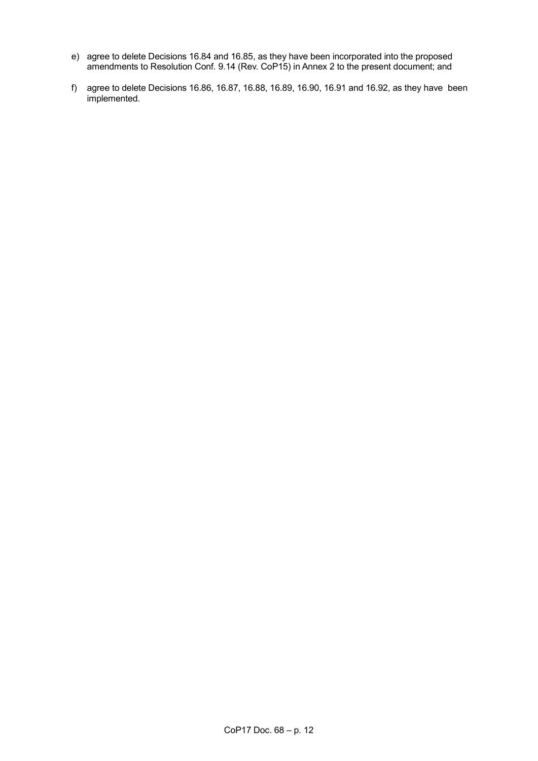e) agree to delete Decisions 16.84 and 16.85, as they have been incorporated into the proposed amendments to Resolution Conf. 9.14 (Rev. CoP15) in Annex 2 to the present document; and

f) agree to delete Decisions 16.86, 16.87, 16.88, 16.89, 16.90, 16.91 and 16.92, as they have been implemented.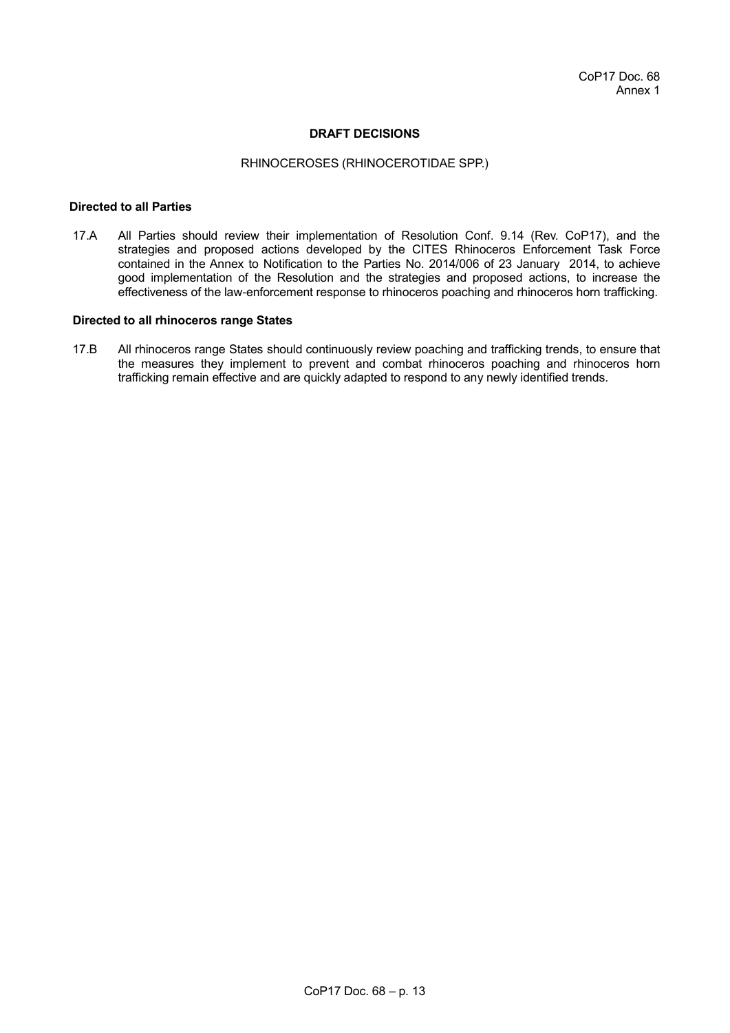CoP17 Doc. 68
Annex 1

## DRAFT DECISIONS

### RHINOCEROSES (RHINOCEROTIDAE SPP.)

**Directed to all Parties**

17.A All Parties should review their implementation of Resolution Conf. 9.14 (Rev. CoP17), and the strategies and proposed actions developed by the CITES Rhinoceros Enforcement Task Force contained in the Annex to Notification to the Parties No. 2014/006 of 23 January 2014, to achieve good implementation of the Resolution and the strategies and proposed actions, to increase the effectiveness of the law-enforcement response to rhinoceros poaching and rhinoceros horn trafficking.

**Directed to all rhinoceros range States**

17.B All rhinoceros range States should continuously review poaching and trafficking trends, to ensure that the measures they implement to prevent and combat rhinoceros poaching and rhinoceros horn trafficking remain effective and are quickly adapted to respond to any newly identified trends.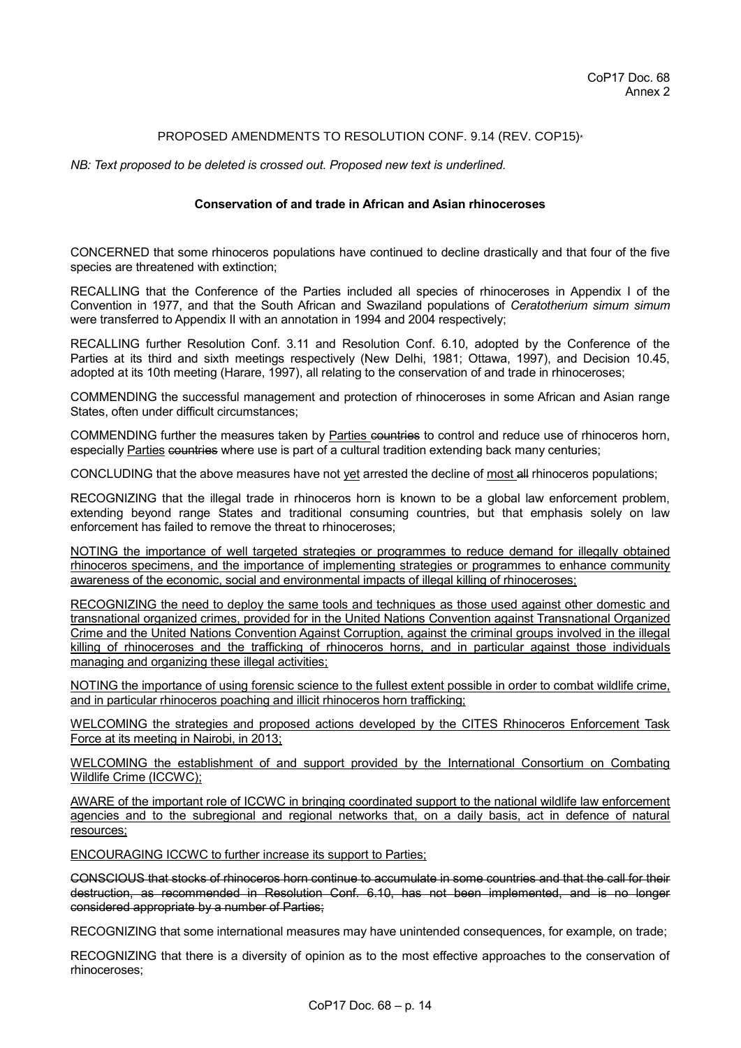CoP17 Doc. 68
Annex 2

PROPOSED AMENDMENTS TO RESOLUTION CONF. 9.14 (REV. COP15)*

*NB: Text proposed to be deleted is crossed out. Proposed new text is underlined.*

**Conservation of and trade in African and Asian rhinoceroses**

CONCERNED that some rhinoceros populations have continued to decline drastically and that four of the five species are threatened with extinction;

RECALLING that the Conference of the Parties included all species of rhinoceroses in Appendix I of the Convention in 1977, and that the South African and Swaziland populations of *Ceratotherium simum simum* were transferred to Appendix II with an annotation in 1994 and 2004 respectively;

RECALLING further Resolution Conf. 3.11 and Resolution Conf. 6.10, adopted by the Conference of the Parties at its third and sixth meetings respectively (New Delhi, 1981; Ottawa, 1997), and Decision 10.45, adopted at its 10th meeting (Harare, 1997), all relating to the conservation of and trade in rhinoceroses;

COMMENDING the successful management and protection of rhinoceroses in some African and Asian range States, often under difficult circumstances;

COMMENDING further the measures taken by <u>Parties</u> ~~countries~~ to control and reduce use of rhinoceros horn, especially <u>Parties</u> ~~countries~~ where use is part of a cultural tradition extending back many centuries;

CONCLUDING that the above measures have not <u>yet</u> arrested the decline of <u>most</u> ~~all~~ rhinoceros populations;

RECOGNIZING that the illegal trade in rhinoceros horn is known to be a global law enforcement problem, extending beyond range States and traditional consuming countries, but that emphasis solely on law enforcement has failed to remove the threat to rhinoceroses;

<u>NOTING the importance of well targeted strategies or programmes to reduce demand for illegally obtained rhinoceros specimens, and the importance of implementing strategies or programmes to enhance community awareness of the economic, social and environmental impacts of illegal killing of rhinoceroses;</u>

<u>RECOGNIZING the need to deploy the same tools and techniques as those used against other domestic and transnational organized crimes, provided for in the United Nations Convention against Transnational Organized Crime and the United Nations Convention Against Corruption, against the criminal groups involved in the illegal killing of rhinoceroses and the trafficking of rhinoceros horns, and in particular against those individuals managing and organizing these illegal activities;</u>

<u>NOTING the importance of using forensic science to the fullest extent possible in order to combat wildlife crime, and in particular rhinoceros poaching and illicit rhinoceros horn trafficking;</u>

<u>WELCOMING the strategies and proposed actions developed by the CITES Rhinoceros Enforcement Task Force at its meeting in Nairobi, in 2013;</u>

<u>WELCOMING the establishment of and support provided by the International Consortium on Combating Wildlife Crime (ICCWC);</u>

<u>AWARE of the important role of ICCWC in bringing coordinated support to the national wildlife law enforcement agencies and to the subregional and regional networks that, on a daily basis, act in defence of natural resources;</u>

<u>ENCOURAGING ICCWC to further increase its support to Parties;</u>

~~CONSCIOUS that stocks of rhinoceros horn continue to accumulate in some countries and that the call for their destruction, as recommended in Resolution Conf. 6.10, has not been implemented, and is no longer considered appropriate by a number of Parties;~~

RECOGNIZING that some international measures may have unintended consequences, for example, on trade;

RECOGNIZING that there is a diversity of opinion as to the most effective approaches to the conservation of rhinoceroses;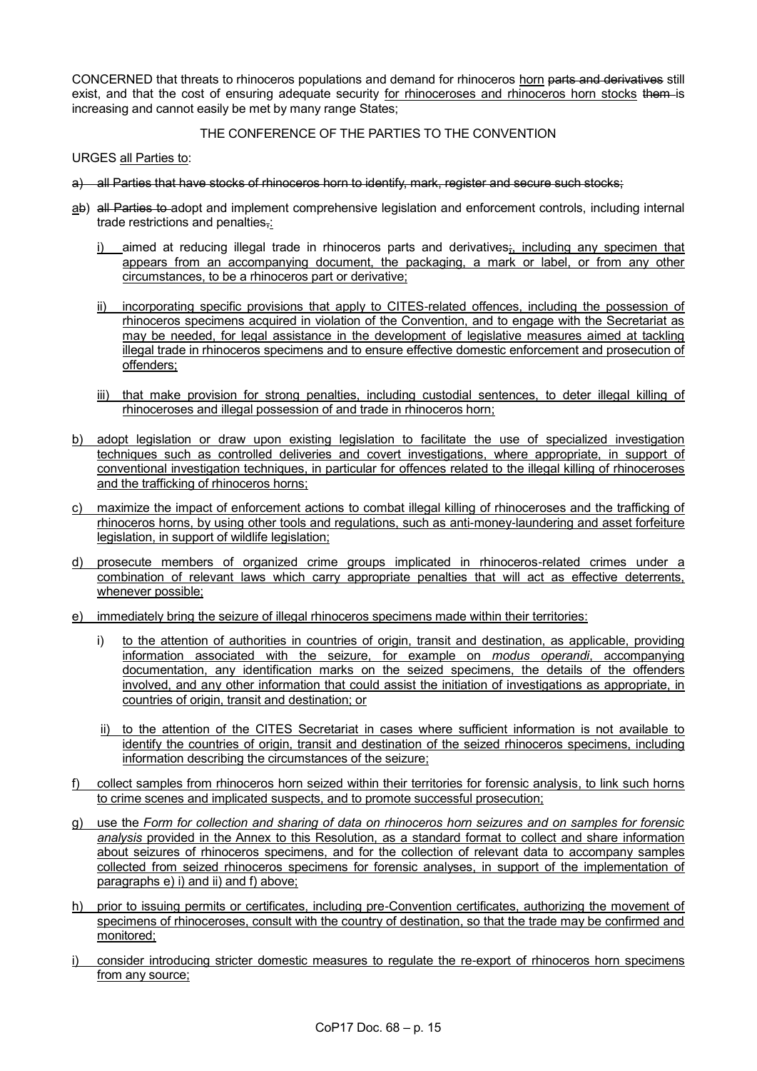CONCERNED that threats to rhinoceros populations and demand for rhinoceros <u>horn</u> ~~parts and derivatives~~ still exist, and that the cost of ensuring adequate security <u>for rhinoceroses and rhinoceros horn stocks</u> ~~them~~ is increasing and cannot easily be met by many range States;

THE CONFERENCE OF THE PARTIES TO THE CONVENTION

URGES <u>all Parties to</u>:

~~a) all Parties that have stocks of rhinoceros horn to identify, mark, register and secure such stocks;~~

<u>a</u>~~b~~) ~~all Parties to~~ adopt and implement comprehensive legislation and enforcement controls, including internal trade restrictions and penalties~~,~~<u>:</u>

- <u>i)</u> aimed at reducing illegal trade in rhinoceros parts and derivatives~~;~~<u>, including any specimen that appears from an accompanying document, the packaging, a mark or label, or from any other circumstances, to be a rhinoceros part or derivative;</u>

- <u>ii) incorporating specific provisions that apply to CITES-related offences, including the possession of rhinoceros specimens acquired in violation of the Convention, and to engage with the Secretariat as may be needed, for legal assistance in the development of legislative measures aimed at tackling illegal trade in rhinoceros specimens and to ensure effective domestic enforcement and prosecution of offenders;</u>

- <u>iii) that make provision for strong penalties, including custodial sentences, to deter illegal killing of rhinoceroses and illegal possession of and trade in rhinoceros horn;</u>

<u>b) adopt legislation or draw upon existing legislation to facilitate the use of specialized investigation techniques such as controlled deliveries and covert investigations, where appropriate, in support of conventional investigation techniques, in particular for offences related to the illegal killing of rhinoceroses and the trafficking of rhinoceros horns;</u>

<u>c) maximize the impact of enforcement actions to combat illegal killing of rhinoceroses and the trafficking of rhinoceros horns, by using other tools and regulations, such as anti-money-laundering and asset forfeiture legislation, in support of wildlife legislation;</u>

<u>d) prosecute members of organized crime groups implicated in rhinoceros-related crimes under a combination of relevant laws which carry appropriate penalties that will act as effective deterrents, whenever possible;</u>

<u>e) immediately bring the seizure of illegal rhinoceros specimens made within their territories:</u>

- <u>i) to the attention of authorities in countries of origin, transit and destination, as applicable, providing information associated with the seizure, for example on *modus operandi*, accompanying documentation, any identification marks on the seized specimens, the details of the offenders involved, and any other information that could assist the initiation of investigations as appropriate, in countries of origin, transit and destination; or</u>

- <u>ii) to the attention of the CITES Secretariat in cases where sufficient information is not available to identify the countries of origin, transit and destination of the seized rhinoceros specimens, including information describing the circumstances of the seizure;</u>

<u>f) collect samples from rhinoceros horn seized within their territories for forensic analysis, to link such horns to crime scenes and implicated suspects, and to promote successful prosecution;</u>

<u>g) use the *Form for collection and sharing of data on rhinoceros horn seizures and on samples for forensic analysis* provided in the Annex to this Resolution, as a standard format to collect and share information about seizures of rhinoceros specimens, and for the collection of relevant data to accompany samples collected from seized rhinoceros specimens for forensic analyses, in support of the implementation of paragraphs e) i) and ii) and f) above;</u>

<u>h) prior to issuing permits or certificates, including pre-Convention certificates, authorizing the movement of specimens of rhinoceroses, consult with the country of destination, so that the trade may be confirmed and monitored;</u>

<u>i) consider introducing stricter domestic measures to regulate the re-export of rhinoceros horn specimens from any source;</u>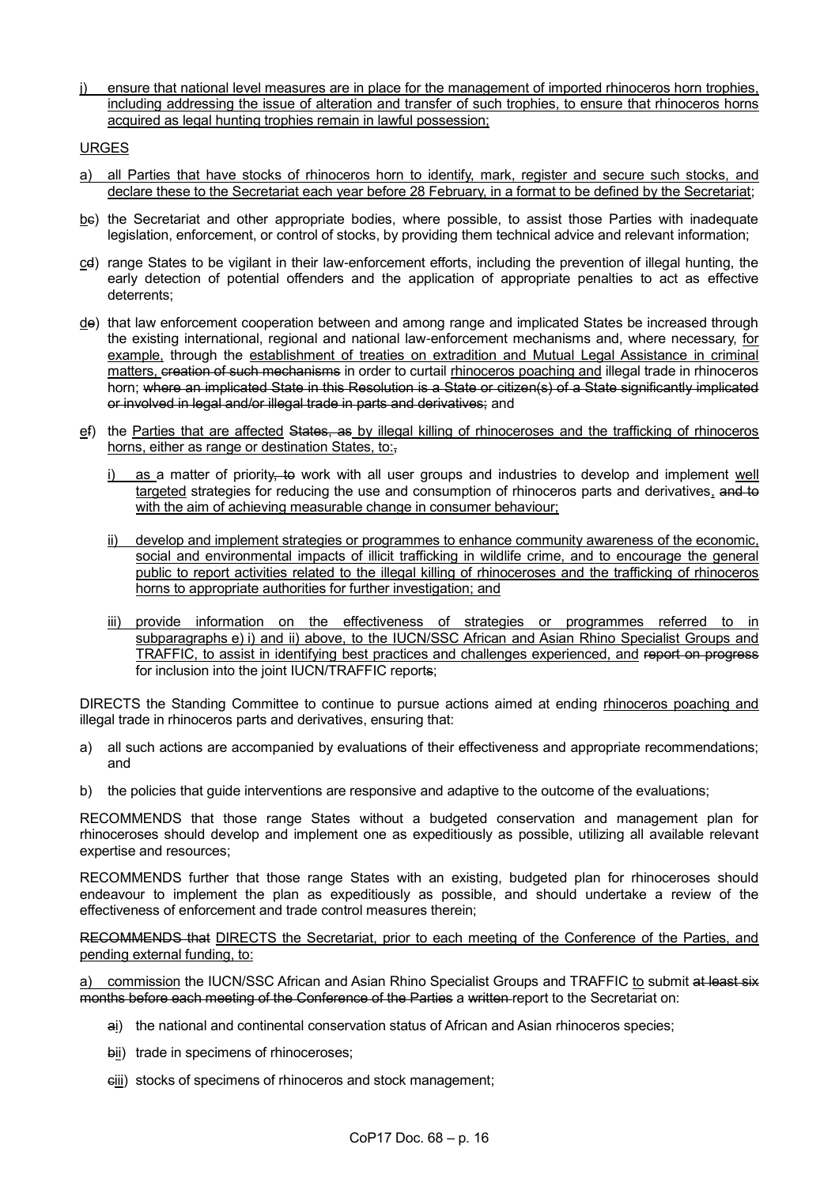<u>j) ensure that national level measures are in place for the management of imported rhinoceros horn trophies, including addressing the issue of alteration and transfer of such trophies, to ensure that rhinoceros horns acquired as legal hunting trophies remain in lawful possession;</u>

<u>URGES</u>

<u>a) all Parties that have stocks of rhinoceros horn to identify, mark, register and secure such stocks, and declare these to the Secretariat each year before 28 February, in a format to be defined by the Secretariat</u>;

<u>b</u>~~c~~) the Secretariat and other appropriate bodies, where possible, to assist those Parties with inadequate legislation, enforcement, or control of stocks, by providing them technical advice and relevant information;

<u>c</u>~~d~~) range States to be vigilant in their law-enforcement efforts, including the prevention of illegal hunting, the early detection of potential offenders and the application of appropriate penalties to act as effective deterrents;

<u>d</u>~~e~~) that law enforcement cooperation between and among range and implicated States be increased through the existing international, regional and national law-enforcement mechanisms and, where necessary, <u>for example,</u> through the <u>establishment of treaties on extradition and Mutual Legal Assistance in criminal matters,</u> ~~creation of such mechanisms~~ in order to curtail <u>rhinoceros poaching and</u> illegal trade in rhinoceros horn; ~~where an implicated State in this Resolution is a State or citizen(s) of a State significantly implicated or involved in legal and/or illegal trade in parts and derivatives;~~ and

<u>e</u>~~f~~) the <u>Parties that are affected</u> ~~States, as~~ by illegal killing of rhinoceroses and the trafficking of rhinoceros horns, either as range or destination States, to:~~,~~

   <u>i) as</u> a matter of priority~~, to~~ work with all user groups and industries to develop and implement <u>well targeted</u> strategies for reducing the use and consumption of rhinoceros parts and derivatives<u>,</u> ~~and to~~ <u>with the aim of achieving measurable change in consumer behaviour;</u>

   <u>ii) develop and implement strategies or programmes to enhance community awareness of the economic, social and environmental impacts of illicit trafficking in wildlife crime, and to encourage the general public to report activities related to the illegal killing of rhinoceroses and the trafficking of rhinoceros horns to appropriate authorities for further investigation; and</u>

   <u>iii) provide information on the effectiveness of strategies or programmes referred to in subparagraphs e) i) and ii) above, to the IUCN/SSC African and Asian Rhino Specialist Groups and TRAFFIC, to assist in identifying best practices and challenges experienced, and</u> ~~report on progress~~ for inclusion into the joint IUCN/TRAFFIC report~~s~~;

DIRECTS the Standing Committee to continue to pursue actions aimed at ending <u>rhinoceros poaching and</u> illegal trade in rhinoceros parts and derivatives, ensuring that:

a) all such actions are accompanied by evaluations of their effectiveness and appropriate recommendations; and

b) the policies that guide interventions are responsive and adaptive to the outcome of the evaluations;

RECOMMENDS that those range States without a budgeted conservation and management plan for rhinoceroses should develop and implement one as expeditiously as possible, utilizing all available relevant expertise and resources;

RECOMMENDS further that those range States with an existing, budgeted plan for rhinoceroses should endeavour to implement the plan as expeditiously as possible, and should undertake a review of the effectiveness of enforcement and trade control measures therein;

~~RECOMMENDS that~~ <u>DIRECTS the Secretariat, prior to each meeting of the Conference of the Parties, and pending external funding, to:</u>

<u>a) commission</u> the IUCN/SSC African and Asian Rhino Specialist Groups and TRAFFIC <u>to</u> submit ~~at least six months before each meeting of the Conference of the Parties~~ a ~~written~~ report to the Secretariat on:

   ~~a~~<u>i</u>) the national and continental conservation status of African and Asian rhinoceros species;

   ~~b~~<u>ii</u>) trade in specimens of rhinoceroses;

   ~~c~~<u>iii</u>) stocks of specimens of rhinoceros and stock management;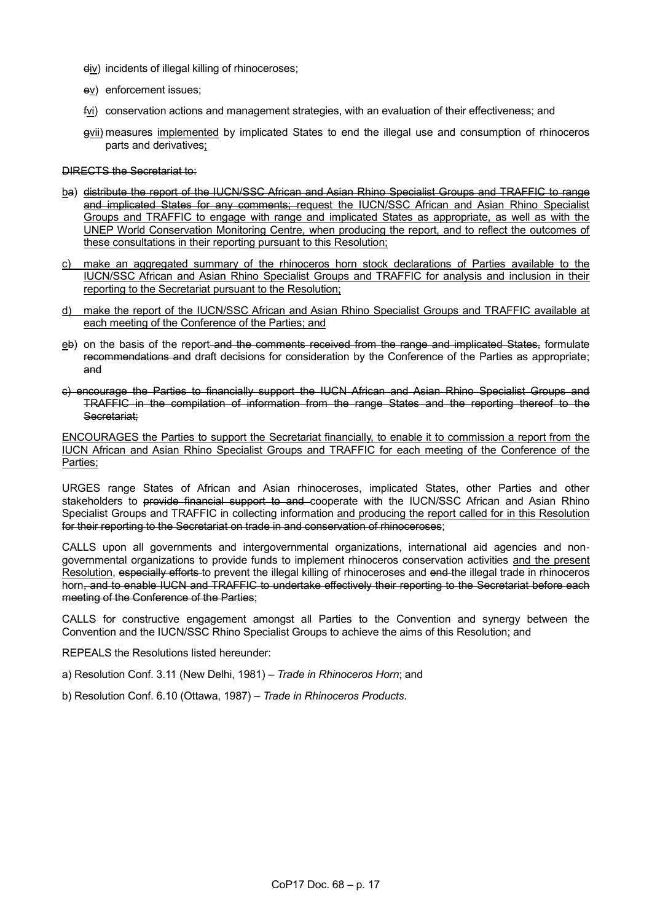- ~~d~~<u>iv</u>) incidents of illegal killing of rhinoceroses;
- ~~e~~<u>v</u>) enforcement issues;
- ~~f~~<u>vi</u>) conservation actions and management strategies, with an evaluation of their effectiveness; and
- ~~g~~<u>vii)</u> measures <u>implemented</u> by implicated States to end the illegal use and consumption of rhinoceros parts and derivatives<u>;</u>

~~DIRECTS the Secretariat to:~~

<u>b</u>~~a~~) ~~distribute the report of the IUCN/SSC African and Asian Rhino Specialist Groups and TRAFFIC to range and implicated States for any comments;~~ <u>request the IUCN/SSC African and Asian Rhino Specialist Groups and TRAFFIC to engage with range and implicated States as appropriate, as well as with the UNEP World Conservation Monitoring Centre, when producing the report, and to reflect the outcomes of these consultations in their reporting pursuant to this Resolution;</u>

<u>c) make an aggregated summary of the rhinoceros horn stock declarations of Parties available to the IUCN/SSC African and Asian Rhino Specialist Groups and TRAFFIC for analysis and inclusion in their reporting to the Secretariat pursuant to the Resolution;</u>

<u>d) make the report of the IUCN/SSC African and Asian Rhino Specialist Groups and TRAFFIC available at each meeting of the Conference of the Parties; and</u>

<u>e</u>~~b~~) on the basis of the report ~~and the comments received from the range and implicated States,~~ formulate ~~recommendations and~~ draft decisions for consideration by the Conference of the Parties as appropriate; ~~and~~

~~c) encourage the Parties to financially support the IUCN African and Asian Rhino Specialist Groups and TRAFFIC in the compilation of information from the range States and the reporting thereof to the Secretariat;~~

<u>ENCOURAGES the Parties to support the Secretariat financially, to enable it to commission a report from the IUCN African and Asian Rhino Specialist Groups and TRAFFIC for each meeting of the Conference of the Parties;</u>

URGES range States of African and Asian rhinoceroses, implicated States, other Parties and other stakeholders to ~~provide financial support to and~~ cooperate with the IUCN/SSC African and Asian Rhino Specialist Groups and TRAFFIC in collecting information <u>and producing the report called for in this Resolution</u> ~~for their reporting to the Secretariat on trade in and conservation of rhinoceroses~~;

CALLS upon all governments and intergovernmental organizations, international aid agencies and non-governmental organizations to provide funds to implement rhinoceros conservation activities <u>and the present Resolution</u>, ~~especially efforts~~ to prevent the illegal killing of rhinoceroses and ~~end~~ the illegal trade in rhinoceros horn~~, and to enable IUCN and TRAFFIC to undertake effectively their reporting to the Secretariat before each meeting of the Conference of the Parties~~;

CALLS for constructive engagement amongst all Parties to the Convention and synergy between the Convention and the IUCN/SSC Rhino Specialist Groups to achieve the aims of this Resolution; and

REPEALS the Resolutions listed hereunder:

a) Resolution Conf. 3.11 (New Delhi, 1981) – *Trade in Rhinoceros Horn*; and

b) Resolution Conf. 6.10 (Ottawa, 1987) – *Trade in Rhinoceros Products*.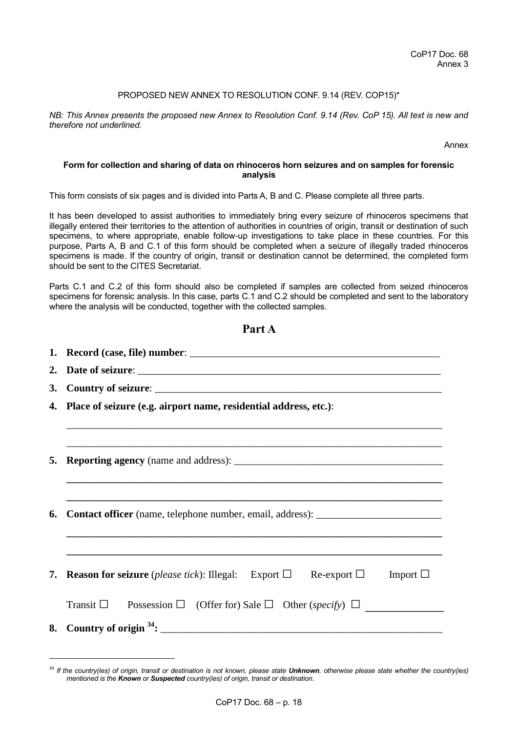CoP17 Doc. 68
Annex 3

PROPOSED NEW ANNEX TO RESOLUTION CONF. 9.14 (REV. COP15)*

*NB: This Annex presents the proposed new Annex to Resolution Conf. 9.14 (Rev. CoP 15). All text is new and therefore not underlined.*

Annex

**Form for collection and sharing of data on rhinoceros horn seizures and on samples for forensic analysis**

This form consists of six pages and is divided into Parts A, B and C. Please complete all three parts.

It has been developed to assist authorities to immediately bring every seizure of rhinoceros specimens that illegally entered their territories to the attention of authorities in countries of origin, transit or destination of such specimens, to where appropriate, enable follow-up investigations to take place in these countries. For this purpose, Parts A, B and C.1 of this form should be completed when a seizure of illegally traded rhinoceros specimens is made. If the country of origin, transit or destination cannot be determined, the completed form should be sent to the CITES Secretariat.

Parts C.1 and C.2 of this form should also be completed if samples are collected from seized rhinoceros specimens for forensic analysis. In this case, parts C.1 and C.2 should be completed and sent to the laboratory where the analysis will be conducted, together with the collected samples.

## Part A

1. **Record (case, file) number**: ______________________________

2. **Date of seizure**: ______________________________

3. **Country of seizure**: ______________________________

4. **Place of seizure (e.g. airport name, residential address, etc.)**:

   ______________________________

   ______________________________

5. **Reporting agency** (name and address): ______________________________

   ______________________________

   ______________________________

6. **Contact officer** (name, telephone number, email, address): ______________________________

   ______________________________

   ______________________________

7. **Reason for seizure** (*please tick*): Illegal: Export ☐ Re-export ☐ Import ☐

   Transit ☐ Possession ☐ (Offer for) Sale ☐ Other (*specify*) ☐ ______________

8. **Country of origin [34]:** ______________________________

[34] *If the country(ies) of origin, transit or destination is not known, please state **Unknown**, otherwise please state whether the country(ies) mentioned is the **Known** or **Suspected** country(ies) of origin, transit or destination.*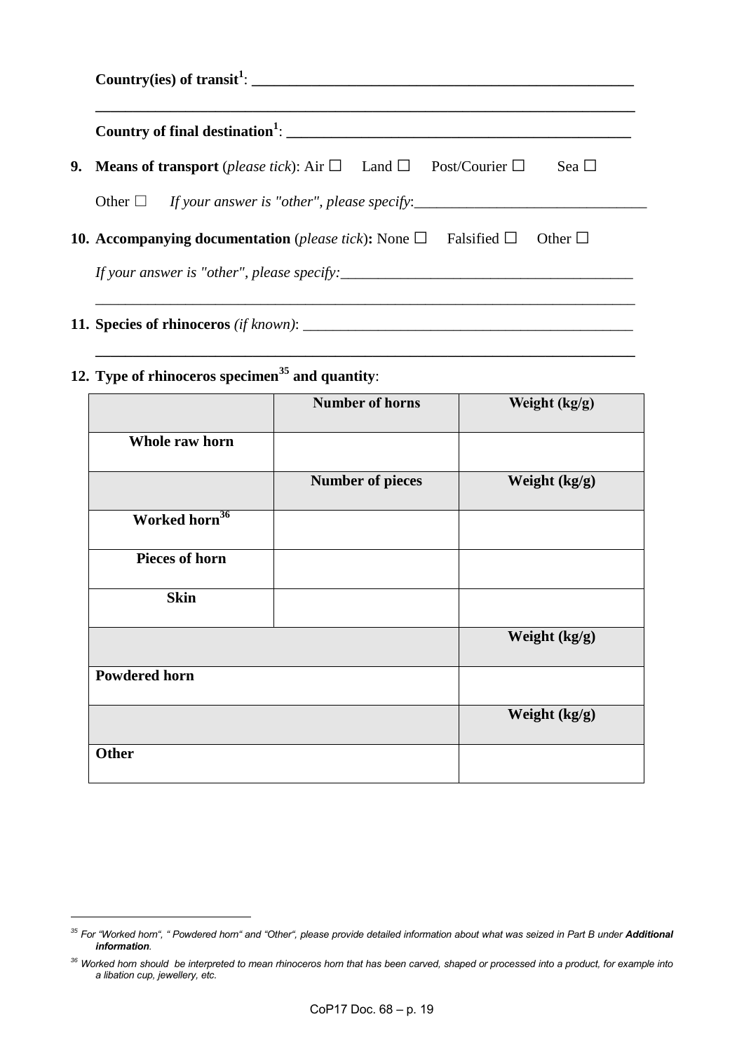**Country(ies) of transit[1]: \_\_\_\_\_\_\_\_\_\_\_\_\_\_\_\_\_\_\_\_\_\_\_\_\_\_\_\_\_\_\_\_\_\_\_\_\_\_\_\_\_\_\_\_\_\_\_\_**

**\_\_\_\_\_\_\_\_\_\_\_\_\_\_\_\_\_\_\_\_\_\_\_\_\_\_\_\_\_\_\_\_\_\_\_\_\_\_\_\_\_\_\_\_\_\_\_\_\_\_\_\_\_\_\_\_\_\_\_\_\_\_\_\_\_\_**

**Country of final destination[1]: \_\_\_\_\_\_\_\_\_\_\_\_\_\_\_\_\_\_\_\_\_\_\_\_\_\_\_\_\_\_\_\_\_\_\_\_\_\_\_\_\_\_**

9. **Means of transport** (*please tick*): Air ☐ Land ☐ Post/Courier ☐ Sea ☐

   Other ☐ *If your answer is "other", please specify*:\_\_\_\_\_\_\_\_\_\_\_\_\_\_\_\_\_\_\_\_\_\_\_\_\_\_\_\_\_\_

10. **Accompanying documentation** (*please tick*)**:** None ☐ Falsified ☐ Other ☐

    *If your answer is "other", please specify:*\_\_\_\_\_\_\_\_\_\_\_\_\_\_\_\_\_\_\_\_\_\_\_\_\_\_\_\_\_\_\_\_\_\_\_\_\_\_

    \_\_\_\_\_\_\_\_\_\_\_\_\_\_\_\_\_\_\_\_\_\_\_\_\_\_\_\_\_\_\_\_\_\_\_\_\_\_\_\_\_\_\_\_\_\_\_\_\_\_\_\_\_\_\_\_\_\_\_\_\_\_\_\_\_\_

11. **Species of rhinoceros** *(if known)*: \_\_\_\_\_\_\_\_\_\_\_\_\_\_\_\_\_\_\_\_\_\_\_\_\_\_\_\_\_\_\_\_\_\_\_\_\_\_\_\_\_\_

    \_\_\_\_\_\_\_\_\_\_\_\_\_\_\_\_\_\_\_\_\_\_\_\_\_\_\_\_\_\_\_\_\_\_\_\_\_\_\_\_\_\_\_\_\_\_\_\_\_\_\_\_\_\_\_\_\_\_\_\_\_\_\_\_\_\_

12. **Type of rhinoceros specimen[35] and quantity**:

| | Number of horns | Weight (kg/g) |
|---|---|---|
| **Whole raw horn** | | |
| | **Number of pieces** | **Weight (kg/g)** |
| **Worked horn[36]** | | |
| **Pieces of horn** | | |
| **Skin** | | |
| | | **Weight (kg/g)** |
| **Powdered horn** | | |
| | | **Weight (kg/g)** |
| **Other** | | |

[35] *For "Worked horn", " Powdered horn" and "Other", please provide detailed information about what was seized in Part B under **Additional information**.*

[36] *Worked horn should be interpreted to mean rhinoceros horn that has been carved, shaped or processed into a product, for example into a libation cup, jewellery, etc.*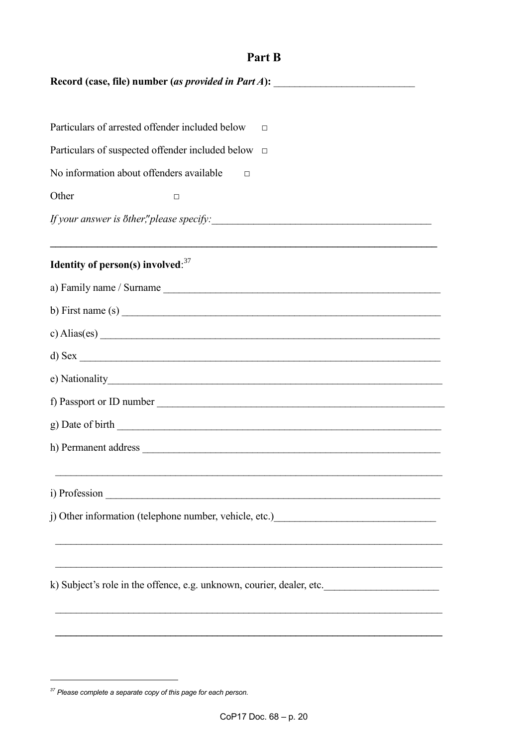## Part B

**Record (case, file) number (*as provided in Part A*):** ___________________________

Particulars of arrested offender included below □

Particulars of suspected offender included below □

No information about offenders available □

Other □

*If your answer is "other," please specify:* _________________________________________

___

**Identity of person(s) involved**:[37]

a) Family name / Surname ___________________________________________________

b) First name (s) ________________________________________________________

c) Alias(es) ____________________________________________________________

d) Sex ________________________________________________________________

e) Nationality___________________________________________________________

f) Passport or ID number ___________________________________________________

g) Date of birth _________________________________________________________

h) Permanent address _____________________________________________________

_______________________________________________________________________

i) Profession ___________________________________________________________

j) Other information (telephone number, vehicle, etc.)______________________________

_______________________________________________________________________

_______________________________________________________________________

k) Subject's role in the offence, e.g. unknown, courier, dealer, etc.______________________

_______________________________________________________________________

_______________________________________________________________________

---

[37] *Please complete a separate copy of this page for each person.*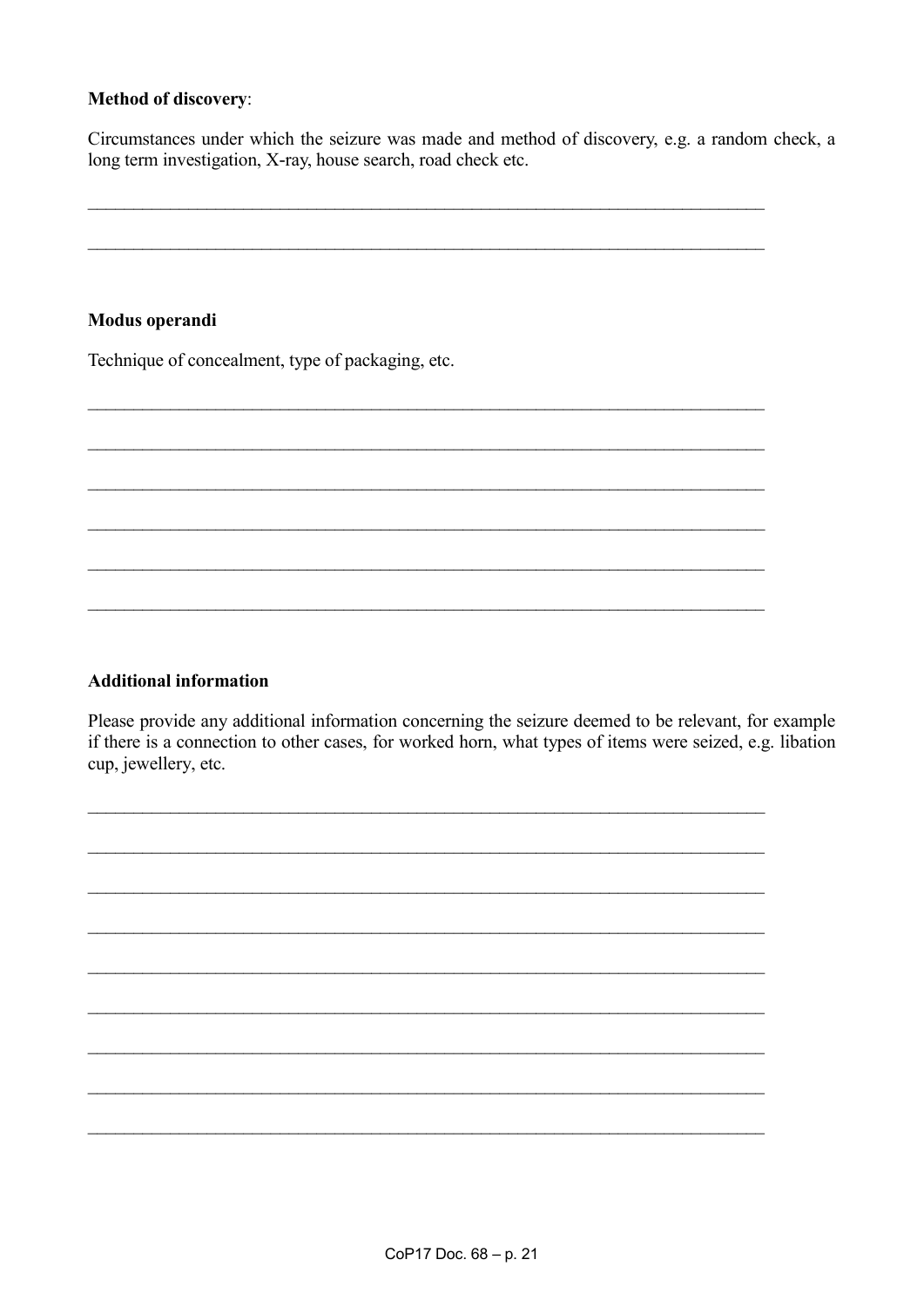**Method of discovery**:

Circumstances under which the seizure was made and method of discovery, e.g. a random check, a long term investigation, X-ray, house search, road check etc.

_______________________________________________________________________________

_______________________________________________________________________________

**Modus operandi**

Technique of concealment, type of packaging, etc.

_______________________________________________________________________________

_______________________________________________________________________________

_______________________________________________________________________________

_______________________________________________________________________________

_______________________________________________________________________________

_______________________________________________________________________________

**Additional information**

Please provide any additional information concerning the seizure deemed to be relevant, for example if there is a connection to other cases, for worked horn, what types of items were seized, e.g. libation cup, jewellery, etc.

_______________________________________________________________________________

_______________________________________________________________________________

_______________________________________________________________________________

_______________________________________________________________________________

_______________________________________________________________________________

_______________________________________________________________________________

_______________________________________________________________________________

_______________________________________________________________________________

_______________________________________________________________________________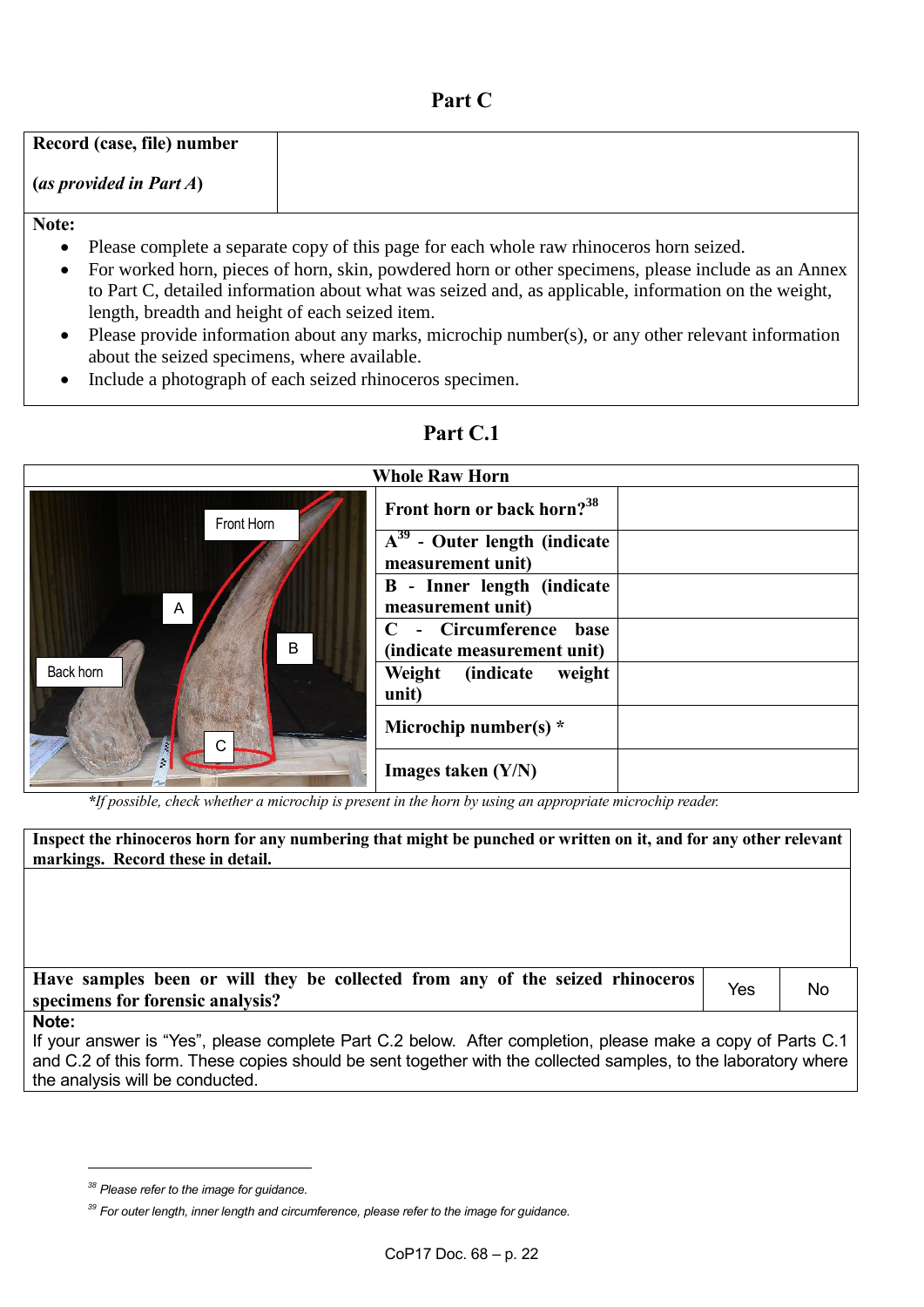## Part C

| Record (case, file) number<br><br>(*as provided in Part A*) | |
|---|---|

**Note:**

- Please complete a separate copy of this page for each whole raw rhinoceros horn seized.
- For worked horn, pieces of horn, skin, powdered horn or other specimens, please include as an Annex to Part C, detailed information about what was seized and, as applicable, information on the weight, length, breadth and height of each seized item.
- Please provide information about any marks, microchip number(s), or any other relevant information about the seized specimens, where available.
- Include a photograph of each seized rhinoceros specimen.

## Part C.1

| Whole Raw Horn | | |
|---|---|---|
| | **Front horn or back horn?**[38] | |
| | **A**[39] **- Outer length (indicate measurement unit)** | |
| | **B - Inner length (indicate measurement unit)** | |
| | **C - Circumference base (indicate measurement unit)** | |
| | **Weight (indicate weight unit)** | |
| | **Microchip number(s) \*** | |
| | **Images taken (Y/N)** | |

*\*If possible, check whether a microchip is present in the horn by using an appropriate microchip reader.*

| Inspect the rhinoceros horn for any numbering that might be punched or written on it, and for any other relevant markings. Record these in detail. | | |
|---|---|---|
| | | |
| **Have samples been or will they be collected from any of the seized rhinoceros specimens for forensic analysis?** | Yes | No |

**Note:**
If your answer is "Yes", please complete Part C.2 below. After completion, please make a copy of Parts C.1 and C.2 of this form. These copies should be sent together with the collected samples, to the laboratory where the analysis will be conducted.

---

[38] *Please refer to the image for guidance.*

[39] *For outer length, inner length and circumference, please refer to the image for guidance.*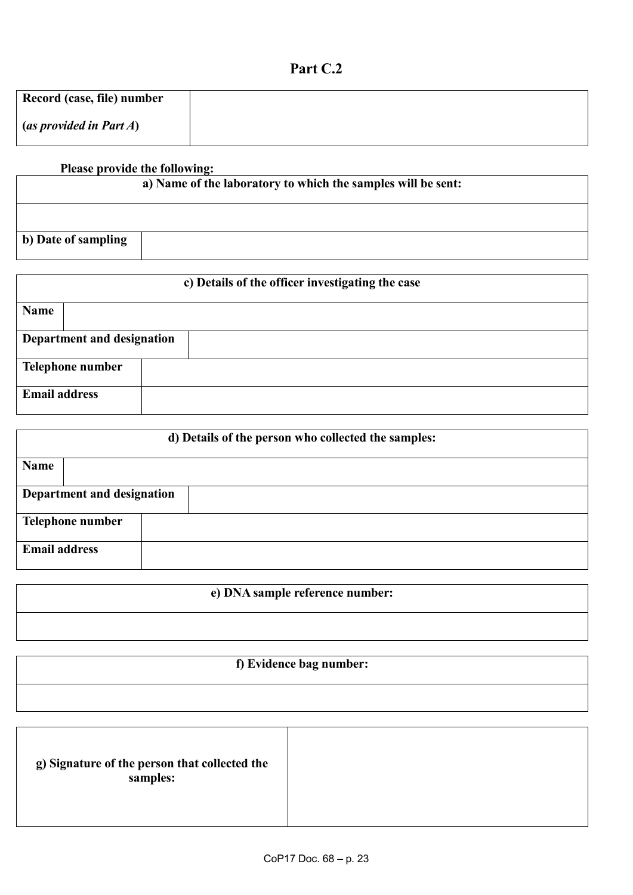## Part C.2

| **Record (case, file) number** <br> **(*as provided in Part A*)** | |
|---|---|

**Please provide the following:**

| **a) Name of the laboratory to which the samples will be sent:** | |
|---|---|
| | |
| **b) Date of sampling** | |

| **c) Details of the officer investigating the case** | |
|---|---|
| **Name** | |
| **Department and designation** | |
| **Telephone number** | |
| **Email address** | |

| **d) Details of the person who collected the samples:** | |
|---|---|
| **Name** | |
| **Department and designation** | |
| **Telephone number** | |
| **Email address** | |

| **e) DNA sample reference number:** |
|---|
| |

| **f) Evidence bag number:** |
|---|
| |

| **g) Signature of the person that collected the samples:** | |
|---|---|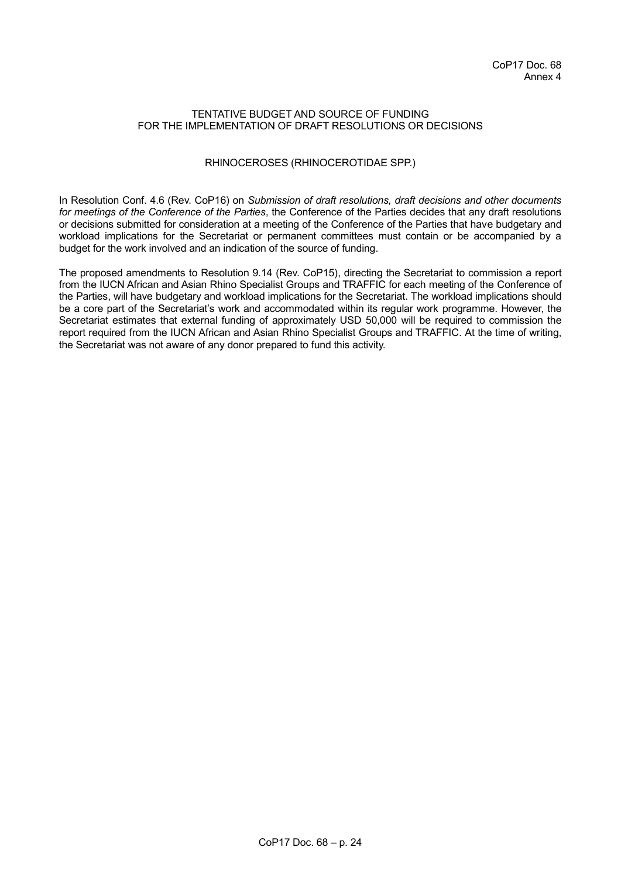CoP17 Doc. 68
Annex 4

# TENTATIVE BUDGET AND SOURCE OF FUNDING FOR THE IMPLEMENTATION OF DRAFT RESOLUTIONS OR DECISIONS

## RHINOCEROSES (RHINOCEROTIDAE SPP.)

In Resolution Conf. 4.6 (Rev. CoP16) on *Submission of draft resolutions, draft decisions and other documents for meetings of the Conference of the Parties*, the Conference of the Parties decides that any draft resolutions or decisions submitted for consideration at a meeting of the Conference of the Parties that have budgetary and workload implications for the Secretariat or permanent committees must contain or be accompanied by a budget for the work involved and an indication of the source of funding.

The proposed amendments to Resolution 9.14 (Rev. CoP15), directing the Secretariat to commission a report from the IUCN African and Asian Rhino Specialist Groups and TRAFFIC for each meeting of the Conference of the Parties, will have budgetary and workload implications for the Secretariat. The workload implications should be a core part of the Secretariat's work and accommodated within its regular work programme. However, the Secretariat estimates that external funding of approximately USD 50,000 will be required to commission the report required from the IUCN African and Asian Rhino Specialist Groups and TRAFFIC. At the time of writing, the Secretariat was not aware of any donor prepared to fund this activity.